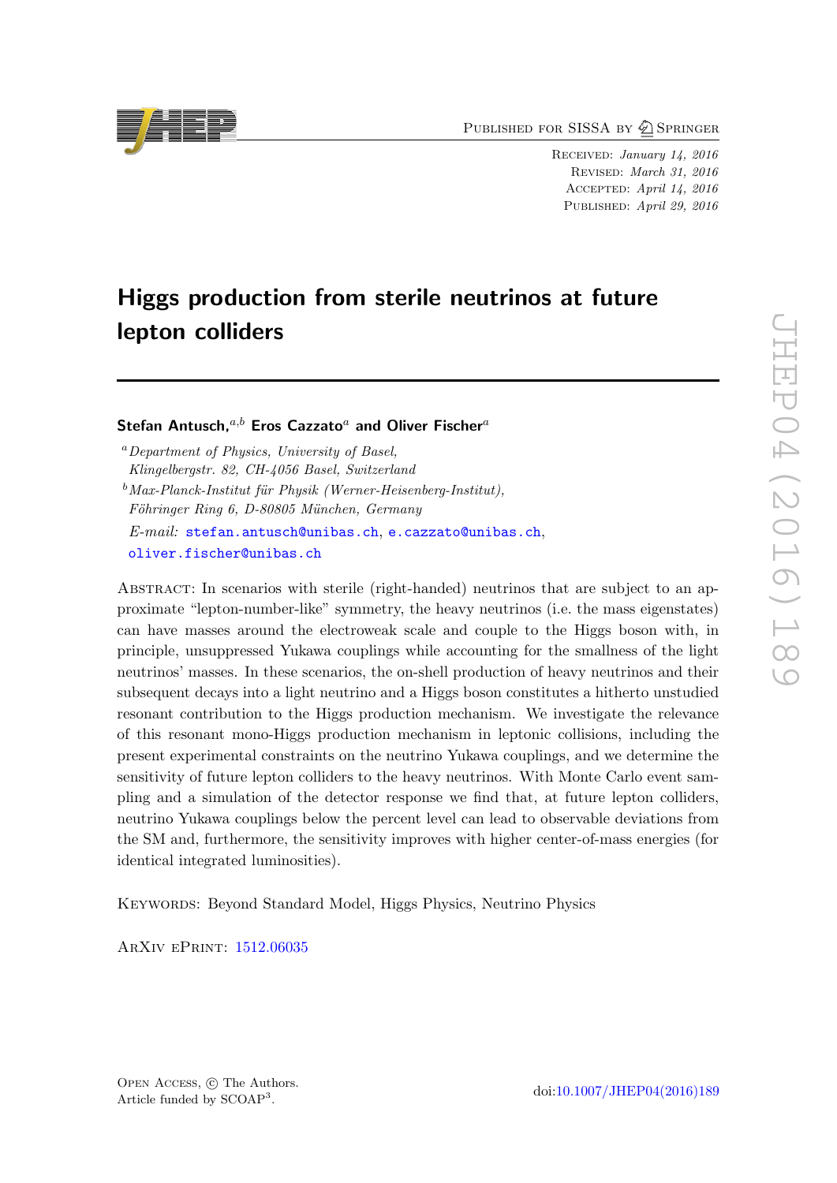# Higgs production from sterile neutrinos at future lepton colliders

**Stefan Antusch,**[a,b] **Eros Cazzato**[a] **and Oliver Fischer**[a]

[a] *Department of Physics, University of Basel, Klingelbergstr. 82, CH-4056 Basel, Switzerland*

[b] *Max-Planck-Institut für Physik (Werner-Heisenberg-Institut), Föhringer Ring 6, D-80805 München, Germany*

*E-mail:* stefan.antusch@unibas.ch, e.cazzato@unibas.ch, oliver.fischer@unibas.ch

Abstract: In scenarios with sterile (right-handed) neutrinos that are subject to an approximate "lepton-number-like" symmetry, the heavy neutrinos (i.e. the mass eigenstates) can have masses around the electroweak scale and couple to the Higgs boson with, in principle, unsuppressed Yukawa couplings while accounting for the smallness of the light neutrinos' masses. In these scenarios, the on-shell production of heavy neutrinos and their subsequent decays into a light neutrino and a Higgs boson constitutes a hitherto unstudied resonant contribution to the Higgs production mechanism. We investigate the relevance of this resonant mono-Higgs production mechanism in leptonic collisions, including the present experimental constraints on the neutrino Yukawa couplings, and we determine the sensitivity of future lepton colliders to the heavy neutrinos. With Monte Carlo event sampling and a simulation of the detector response we find that, at future lepton colliders, neutrino Yukawa couplings below the percent level can lead to observable deviations from the SM and, furthermore, the sensitivity improves with higher center-of-mass energies (for identical integrated luminosities).

Keywords: Beyond Standard Model, Higgs Physics, Neutrino Physics

ArXiv ePrint: 1512.06035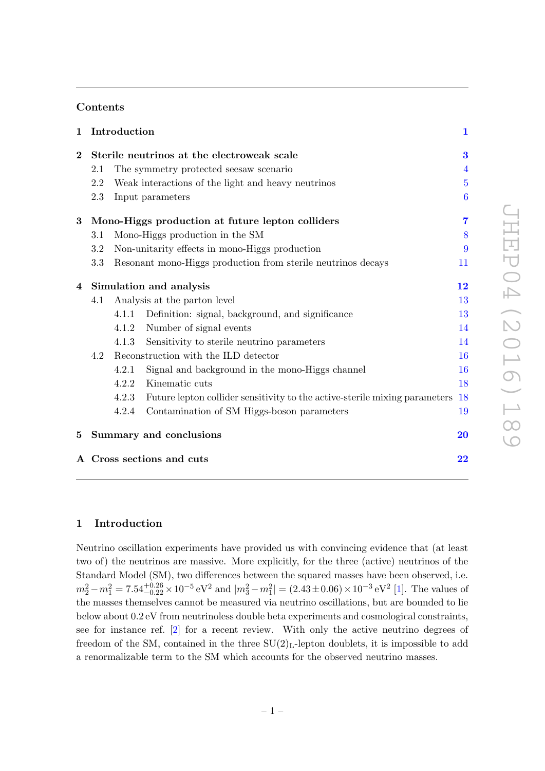## Contents

| | | |
|---|---|---|
| **1** | **Introduction** | **1** |
| **2** | **Sterile neutrinos at the electroweak scale** | **3** |
| | 2.1 The symmetry protected seesaw scenario | 4 |
| | 2.2 Weak interactions of the light and heavy neutrinos | 5 |
| | 2.3 Input parameters | 6 |
| **3** | **Mono-Higgs production at future lepton colliders** | **7** |
| | 3.1 Mono-Higgs production in the SM | 8 |
| | 3.2 Non-unitarity effects in mono-Higgs production | 9 |
| | 3.3 Resonant mono-Higgs production from sterile neutrinos decays | 11 |
| **4** | **Simulation and analysis** | **12** |
| | 4.1 Analysis at the parton level | 13 |
| | 4.1.1 Definition: signal, background, and significance | 13 |
| | 4.1.2 Number of signal events | 14 |
| | 4.1.3 Sensitivity to sterile neutrino parameters | 14 |
| | 4.2 Reconstruction with the ILD detector | 16 |
| | 4.2.1 Signal and background in the mono-Higgs channel | 16 |
| | 4.2.2 Kinematic cuts | 18 |
| | 4.2.3 Future lepton collider sensitivity to the active-sterile mixing parameters | 18 |
| | 4.2.4 Contamination of SM Higgs-boson parameters | 19 |
| **5** | **Summary and conclusions** | **20** |
| **A** | **Cross sections and cuts** | **22** |

## 1 Introduction

Neutrino oscillation experiments have provided us with convincing evidence that (at least two of) the neutrinos are massive. More explicitly, for the three (active) neutrinos of the Standard Model (SM), two differences between the squared masses have been observed, i.e. $m_2^2 - m_1^2 = 7.54^{+0.26}_{-0.22} \times 10^{-5}\,\mathrm{eV}^2$ and $|m_3^2 - m_1^2| = (2.43 \pm 0.06) \times 10^{-3}\,\mathrm{eV}^2$ [1]. The values of the masses themselves cannot be measured via neutrino oscillations, but are bounded to lie below about 0.2 eV from neutrinoless double beta experiments and cosmological constraints, see for instance ref. [2] for a recent review. With only the active neutrino degrees of freedom of the SM, contained in the three $\mathrm{SU(2)_L}$-lepton doublets, it is impossible to add a renormalizable term to the SM which accounts for the observed neutrino masses.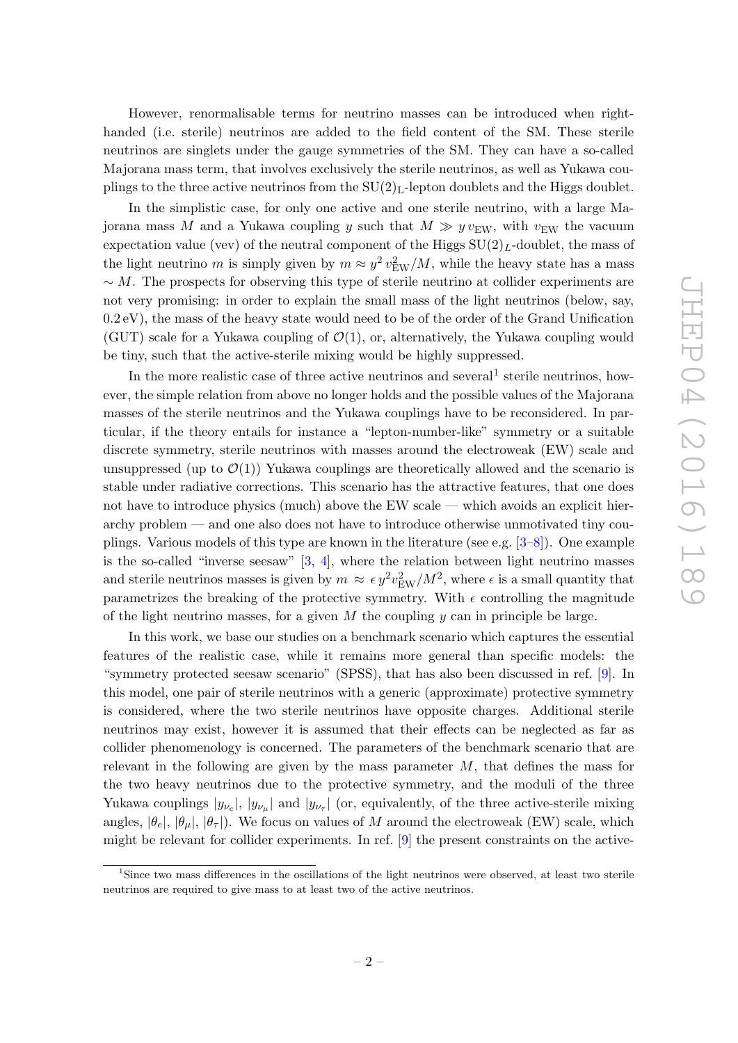However, renormalisable terms for neutrino masses can be introduced when right-handed (i.e. sterile) neutrinos are added to the field content of the SM. These sterile neutrinos are singlets under the gauge symmetries of the SM. They can have a so-called Majorana mass term, that involves exclusively the sterile neutrinos, as well as Yukawa couplings to the three active neutrinos from the $\mathrm{SU(2)_L}$-lepton doublets and the Higgs doublet.

In the simplistic case, for only one active and one sterile neutrino, with a large Majorana mass $M$ and a Yukawa coupling $y$ such that $M \gg y\, v_{\mathrm{EW}}$, with $v_{\mathrm{EW}}$ the vacuum expectation value (vev) of the neutral component of the Higgs $\mathrm{SU}(2)_L$-doublet, the mass of the light neutrino $m$ is simply given by $m \approx y^2\, v_{\mathrm{EW}}^2/M$, while the heavy state has a mass $\sim M$. The prospects for observing this type of sterile neutrino at collider experiments are not very promising: in order to explain the small mass of the light neutrinos (below, say, 0.2 eV), the mass of the heavy state would need to be of the order of the Grand Unification (GUT) scale for a Yukawa coupling of $\mathcal{O}(1)$, or, alternatively, the Yukawa coupling would be tiny, such that the active-sterile mixing would be highly suppressed.

In the more realistic case of three active neutrinos and several[1] sterile neutrinos, however, the simple relation from above no longer holds and the possible values of the Majorana masses of the sterile neutrinos and the Yukawa couplings have to be reconsidered. In particular, if the theory entails for instance a "lepton-number-like" symmetry or a suitable discrete symmetry, sterile neutrinos with masses around the electroweak (EW) scale and unsuppressed (up to $\mathcal{O}(1)$) Yukawa couplings are theoretically allowed and the scenario is stable under radiative corrections. This scenario has the attractive features, that one does not have to introduce physics (much) above the EW scale — which avoids an explicit hierarchy problem — and one also does not have to introduce otherwise unmotivated tiny couplings. Various models of this type are known in the literature (see e.g. [3–8]). One example is the so-called "inverse seesaw" [3, 4], where the relation between light neutrino masses and sterile neutrinos masses is given by $m \approx \epsilon\, y^2 v_{\mathrm{EW}}^2/M^2$, where $\epsilon$ is a small quantity that parametrizes the breaking of the protective symmetry. With $\epsilon$ controlling the magnitude of the light neutrino masses, for a given $M$ the coupling $y$ can in principle be large.

In this work, we base our studies on a benchmark scenario which captures the essential features of the realistic case, while it remains more general than specific models: the "symmetry protected seesaw scenario" (SPSS), that has also been discussed in ref. [9]. In this model, one pair of sterile neutrinos with a generic (approximate) protective symmetry is considered, where the two sterile neutrinos have opposite charges. Additional sterile neutrinos may exist, however it is assumed that their effects can be neglected as far as collider phenomenology is concerned. The parameters of the benchmark scenario that are relevant in the following are given by the mass parameter $M$, that defines the mass for the two heavy neutrinos due to the protective symmetry, and the moduli of the three Yukawa couplings $|y_{\nu_e}|$, $|y_{\nu_\mu}|$ and $|y_{\nu_\tau}|$ (or, equivalently, of the three active-sterile mixing angles, $|\theta_e|$, $|\theta_\mu|$, $|\theta_\tau|$). We focus on values of $M$ around the electroweak (EW) scale, which might be relevant for collider experiments. In ref. [9] the present constraints on the active-

[1] Since two mass differences in the oscillations of the light neutrinos were observed, at least two sterile neutrinos are required to give mass to at least two of the active neutrinos.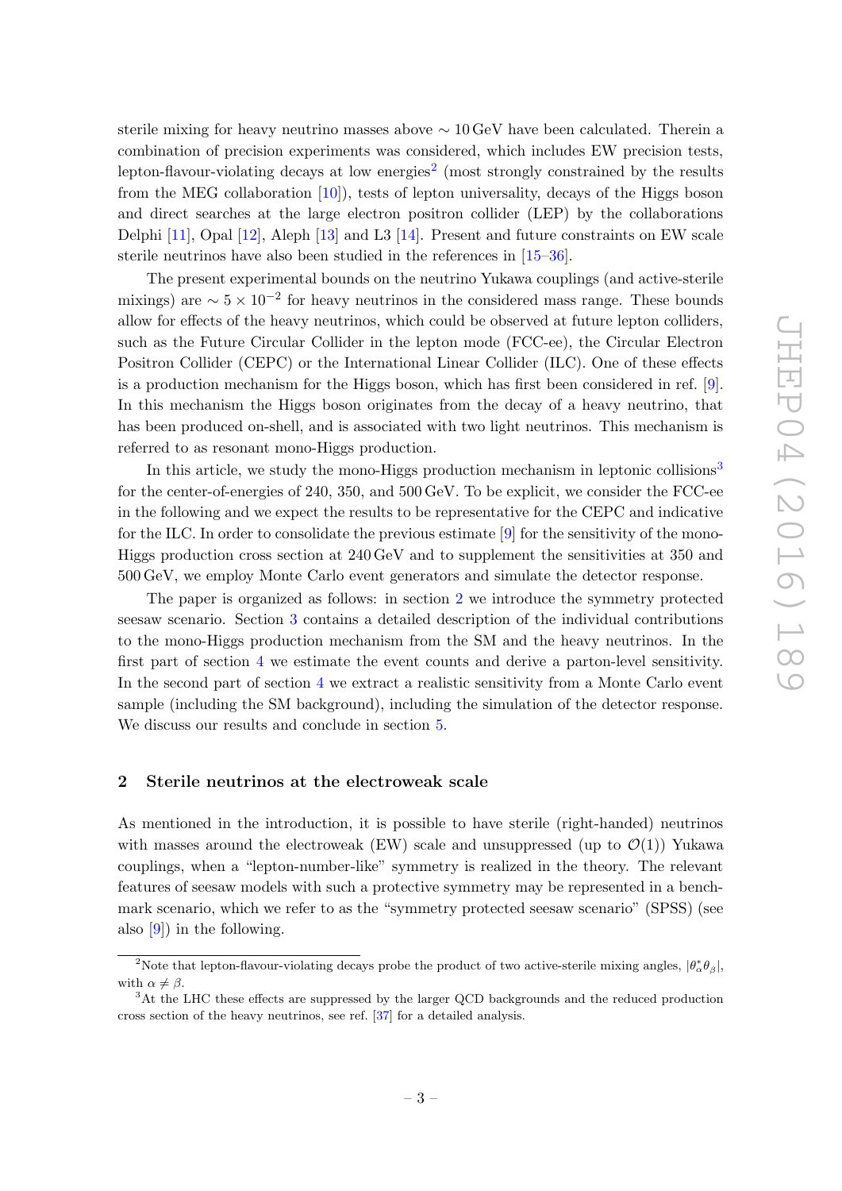sterile mixing for heavy neutrino masses above $\sim 10\,\text{GeV}$ have been calculated. Therein a combination of precision experiments was considered, which includes EW precision tests, lepton-flavour-violating decays at low energies[2] (most strongly constrained by the results from the MEG collaboration [10]), tests of lepton universality, decays of the Higgs boson and direct searches at the large electron positron collider (LEP) by the collaborations Delphi [11], Opal [12], Aleph [13] and L3 [14]. Present and future constraints on EW scale sterile neutrinos have also been studied in the references in [15–36].

The present experimental bounds on the neutrino Yukawa couplings (and active-sterile mixings) are $\sim 5 \times 10^{-2}$ for heavy neutrinos in the considered mass range. These bounds allow for effects of the heavy neutrinos, which could be observed at future lepton colliders, such as the Future Circular Collider in the lepton mode (FCC-ee), the Circular Electron Positron Collider (CEPC) or the International Linear Collider (ILC). One of these effects is a production mechanism for the Higgs boson, which has first been considered in ref. [9]. In this mechanism the Higgs boson originates from the decay of a heavy neutrino, that has been produced on-shell, and is associated with two light neutrinos. This mechanism is referred to as resonant mono-Higgs production.

In this article, we study the mono-Higgs production mechanism in leptonic collisions[3] for the center-of-energies of 240, 350, and 500 GeV. To be explicit, we consider the FCC-ee in the following and we expect the results to be representative for the CEPC and indicative for the ILC. In order to consolidate the previous estimate [9] for the sensitivity of the mono-Higgs production cross section at 240 GeV and to supplement the sensitivities at 350 and 500 GeV, we employ Monte Carlo event generators and simulate the detector response.

The paper is organized as follows: in section 2 we introduce the symmetry protected seesaw scenario. Section 3 contains a detailed description of the individual contributions to the mono-Higgs production mechanism from the SM and the heavy neutrinos. In the first part of section 4 we estimate the event counts and derive a parton-level sensitivity. In the second part of section 4 we extract a realistic sensitivity from a Monte Carlo event sample (including the SM background), including the simulation of the detector response. We discuss our results and conclude in section 5.

## 2 Sterile neutrinos at the electroweak scale

As mentioned in the introduction, it is possible to have sterile (right-handed) neutrinos with masses around the electroweak (EW) scale and unsuppressed (up to $\mathcal{O}(1)$) Yukawa couplings, when a "lepton-number-like" symmetry is realized in the theory. The relevant features of seesaw models with such a protective symmetry may be represented in a benchmark scenario, which we refer to as the "symmetry protected seesaw scenario" (SPSS) (see also [9]) in the following.

---

[2] Note that lepton-flavour-violating decays probe the product of two active-sterile mixing angles, $|\theta^*_\alpha \theta_\beta|$, with $\alpha \neq \beta$.

[3] At the LHC these effects are suppressed by the larger QCD backgrounds and the reduced production cross section of the heavy neutrinos, see ref. [37] for a detailed analysis.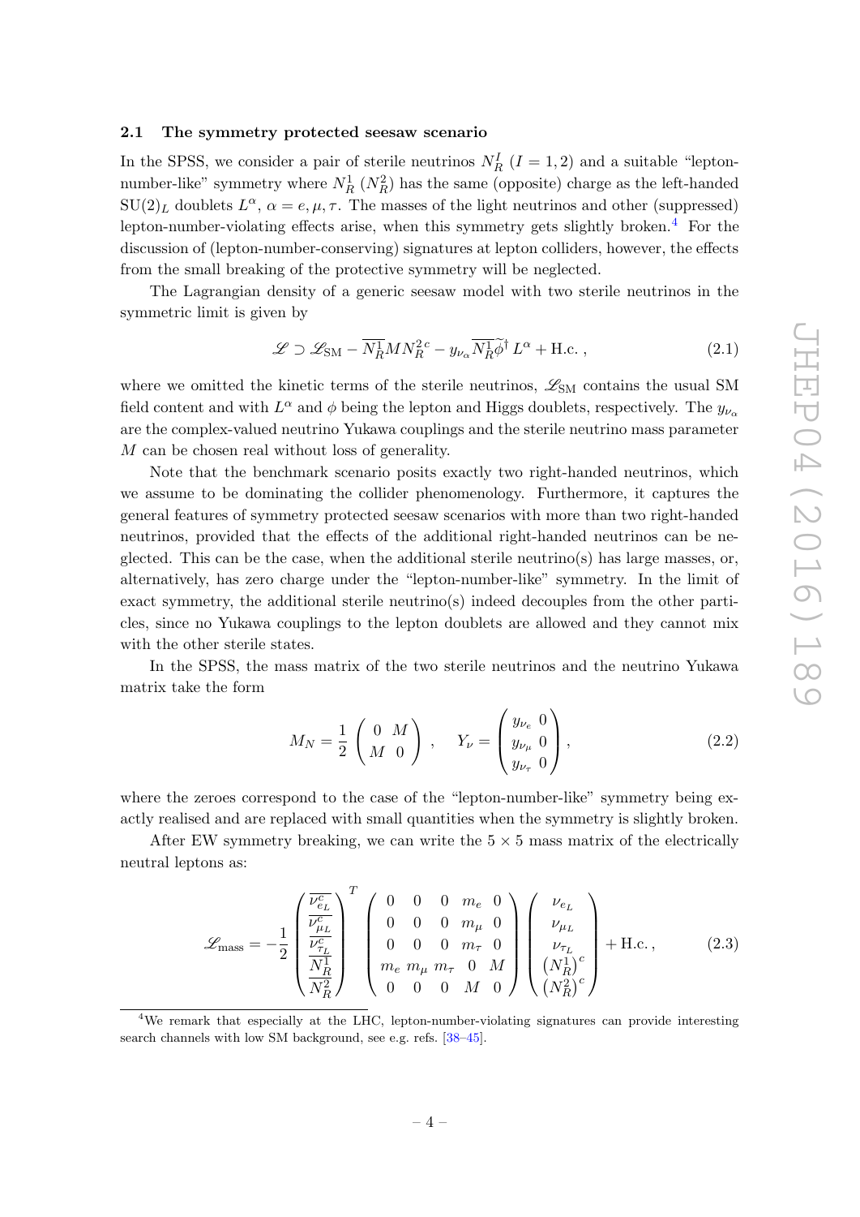### 2.1 The symmetry protected seesaw scenario

In the SPSS, we consider a pair of sterile neutrinos $N_R^I$ $(I = 1, 2)$ and a suitable "lepton-number-like" symmetry where $N_R^1$ ($N_R^2$) has the same (opposite) charge as the left-handed $\mathrm{SU}(2)_L$ doublets $L^\alpha$, $\alpha = e, \mu, \tau$. The masses of the light neutrinos and other (suppressed) lepton-number-violating effects arise, when this symmetry gets slightly broken.[4] For the discussion of (lepton-number-conserving) signatures at lepton colliders, however, the effects from the small breaking of the protective symmetry will be neglected.

The Lagrangian density of a generic seesaw model with two sterile neutrinos in the symmetric limit is given by

$$\mathscr{L} \supset \mathscr{L}_{\mathrm{SM}} - \overline{N_R^1} M N_R^{2\,c} - y_{\nu_\alpha} \overline{N_R^1} \widetilde{\phi}^\dagger L^\alpha + \mathrm{H.c.}\,, \tag{2.1}$$

where we omitted the kinetic terms of the sterile neutrinos, $\mathscr{L}_{\mathrm{SM}}$ contains the usual SM field content and with $L^\alpha$ and $\phi$ being the lepton and Higgs doublets, respectively. The $y_{\nu_\alpha}$ are the complex-valued neutrino Yukawa couplings and the sterile neutrino mass parameter $M$ can be chosen real without loss of generality.

Note that the benchmark scenario posits exactly two right-handed neutrinos, which we assume to be dominating the collider phenomenology. Furthermore, it captures the general features of symmetry protected seesaw scenarios with more than two right-handed neutrinos, provided that the effects of the additional right-handed neutrinos can be neglected. This can be the case, when the additional sterile neutrino(s) has large masses, or, alternatively, has zero charge under the "lepton-number-like" symmetry. In the limit of exact symmetry, the additional sterile neutrino(s) indeed decouples from the other particles, since no Yukawa couplings to the lepton doublets are allowed and they cannot mix with the other sterile states.

In the SPSS, the mass matrix of the two sterile neutrinos and the neutrino Yukawa matrix take the form

$$M_N = \frac{1}{2}\begin{pmatrix} 0 & M \\ M & 0 \end{pmatrix}, \qquad Y_\nu = \begin{pmatrix} y_{\nu_e} & 0 \\ y_{\nu_\mu} & 0 \\ y_{\nu_\tau} & 0 \end{pmatrix}, \tag{2.2}$$

where the zeroes correspond to the case of the "lepton-number-like" symmetry being exactly realised and are replaced with small quantities when the symmetry is slightly broken.

After EW symmetry breaking, we can write the $5 \times 5$ mass matrix of the electrically neutral leptons as:

$$\mathscr{L}_{\mathrm{mass}} = -\frac{1}{2}\begin{pmatrix} \overline{\nu_{e_L}^c} \\ \overline{\nu_{\mu_L}^c} \\ \overline{\nu_{\tau_L}^c} \\ \overline{N_R^1} \\ \overline{N_R^2} \end{pmatrix}^T \begin{pmatrix} 0 & 0 & 0 & m_e & 0 \\ 0 & 0 & 0 & m_\mu & 0 \\ 0 & 0 & 0 & m_\tau & 0 \\ m_e & m_\mu & m_\tau & 0 & M \\ 0 & 0 & 0 & M & 0 \end{pmatrix} \begin{pmatrix} \nu_{e_L} \\ \nu_{\mu_L} \\ \nu_{\tau_L} \\ \left(N_R^1\right)^c \\ \left(N_R^2\right)^c \end{pmatrix} + \mathrm{H.c.}\,, \tag{2.3}$$

[4] We remark that especially at the LHC, lepton-number-violating signatures can provide interesting search channels with low SM background, see e.g. refs. [38–45].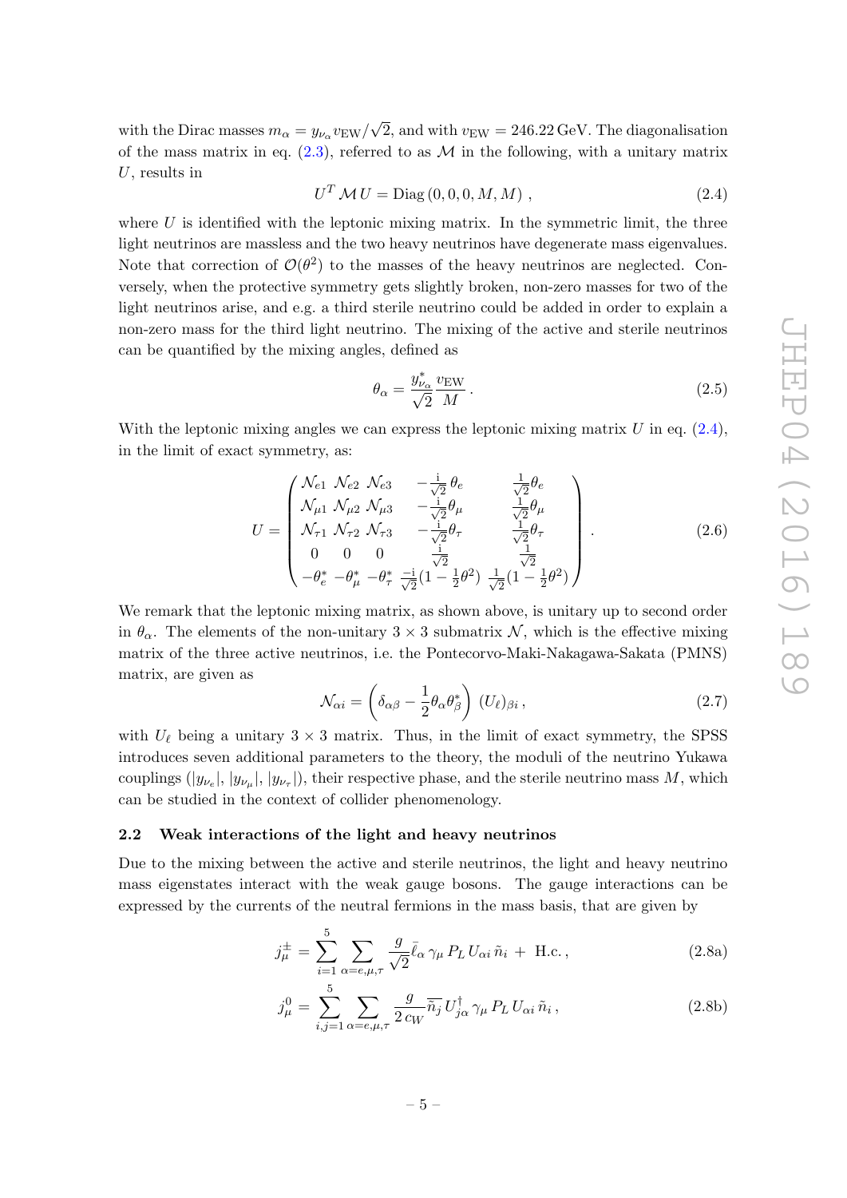with the Dirac masses $m_\alpha = y_{\nu_\alpha} v_{\rm EW}/\sqrt{2}$, and with $v_{\rm EW} = 246.22\,\text{GeV}$. The diagonalisation of the mass matrix in eq. (2.3), referred to as $\mathcal{M}$ in the following, with a unitary matrix $U$, results in

$$U^T \mathcal{M}\, U = \text{Diag}\left(0, 0, 0, M, M\right)\,, \tag{2.4}$$

where $U$ is identified with the leptonic mixing matrix. In the symmetric limit, the three light neutrinos are massless and the two heavy neutrinos have degenerate mass eigenvalues. Note that correction of $\mathcal{O}(\theta^2)$ to the masses of the heavy neutrinos are neglected. Conversely, when the protective symmetry gets slightly broken, non-zero masses for two of the light neutrinos arise, and e.g. a third sterile neutrino could be added in order to explain a non-zero mass for the third light neutrino. The mixing of the active and sterile neutrinos can be quantified by the mixing angles, defined as

$$\theta_\alpha = \frac{y^*_{\nu_\alpha}}{\sqrt{2}} \frac{v_{\rm EW}}{M}\,. \tag{2.5}$$

With the leptonic mixing angles we can express the leptonic mixing matrix $U$ in eq. (2.4), in the limit of exact symmetry, as:

$$U = \begin{pmatrix} \mathcal{N}_{e1} & \mathcal{N}_{e2} & \mathcal{N}_{e3} & -\frac{\rm i}{\sqrt{2}}\,\theta_e & \frac{1}{\sqrt{2}}\theta_e \\ \mathcal{N}_{\mu 1} & \mathcal{N}_{\mu 2} & \mathcal{N}_{\mu 3} & -\frac{\rm i}{\sqrt{2}}\theta_\mu & \frac{1}{\sqrt{2}}\theta_\mu \\ \mathcal{N}_{\tau 1} & \mathcal{N}_{\tau 2} & \mathcal{N}_{\tau 3} & -\frac{\rm i}{\sqrt{2}}\theta_\tau & \frac{1}{\sqrt{2}}\theta_\tau \\ 0 & 0 & 0 & \frac{\rm i}{\sqrt{2}} & \frac{1}{\sqrt{2}} \\ -\theta^*_e & -\theta^*_\mu & -\theta^*_\tau & \frac{-\rm i}{\sqrt{2}}(1-\frac{1}{2}\theta^2) & \frac{1}{\sqrt{2}}(1-\frac{1}{2}\theta^2) \end{pmatrix}\,. \tag{2.6}$$

We remark that the leptonic mixing matrix, as shown above, is unitary up to second order in $\theta_\alpha$. The elements of the non-unitary $3\times 3$ submatrix $\mathcal{N}$, which is the effective mixing matrix of the three active neutrinos, i.e. the Pontecorvo-Maki-Nakagawa-Sakata (PMNS) matrix, are given as

$$\mathcal{N}_{\alpha i} = \left(\delta_{\alpha\beta} - \frac{1}{2}\theta_\alpha \theta^*_\beta\right)\, (U_\ell)_{\beta i}\,, \tag{2.7}$$

with $U_\ell$ being a unitary $3\times 3$ matrix. Thus, in the limit of exact symmetry, the SPSS introduces seven additional parameters to the theory, the moduli of the neutrino Yukawa couplings ($|y_{\nu_e}|$, $|y_{\nu_\mu}|$, $|y_{\nu_\tau}|$), their respective phase, and the sterile neutrino mass $M$, which can be studied in the context of collider phenomenology.

### 2.2 Weak interactions of the light and heavy neutrinos

Due to the mixing between the active and sterile neutrinos, the light and heavy neutrino mass eigenstates interact with the weak gauge bosons. The gauge interactions can be expressed by the currents of the neutral fermions in the mass basis, that are given by

$$j^\pm_\mu = \sum_{i=1}^{5} \sum_{\alpha=e,\mu,\tau} \frac{g}{\sqrt{2}} \bar{\ell}_\alpha\, \gamma_\mu\, P_L\, U_{\alpha i}\, \tilde{n}_i \,+\, \text{H.c.}\,, \tag{2.8a}$$

$$j^0_\mu = \sum_{i,j=1}^{5} \sum_{\alpha=e,\mu,\tau} \frac{g}{2\, c_W} \overline{\tilde{n}_j}\, U^\dagger_{j\alpha}\, \gamma_\mu\, P_L\, U_{\alpha i}\, \tilde{n}_i\,, \tag{2.8b}$$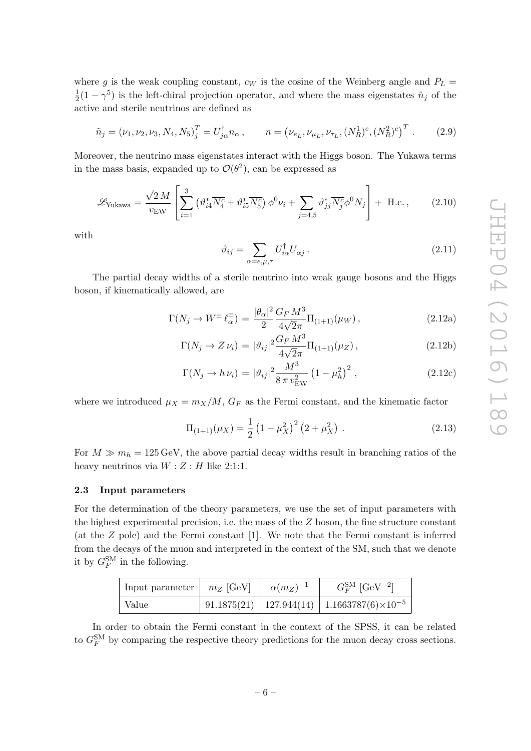where $g$ is the weak coupling constant, $c_W$ is the cosine of the Weinberg angle and $P_L = \frac{1}{2}(1-\gamma^5)$ is the left-chiral projection operator, and where the mass eigenstates $\tilde{n}_j$ of the active and sterile neutrinos are defined as

$$\tilde{n}_j = (\nu_1, \nu_2, \nu_3, N_4, N_5)^T_j = U^\dagger_{j\alpha} n_\alpha \,, \qquad n = \left(\nu_{e_L}, \nu_{\mu_L}, \nu_{\tau_L}, (N_R^1)^c, (N_R^2)^c\right)^T \,. \tag{2.9}$$

Moreover, the neutrino mass eigenstates interact with the Higgs boson. The Yukawa terms in the mass basis, expanded up to $\mathcal{O}(\theta^2)$, can be expressed as

$$\mathscr{L}_{\text{Yukawa}} = \frac{\sqrt{2}\,M}{v_{\text{EW}}}\left[\sum_{i=1}^{3}\left(\vartheta^*_{i4}\overline{N^c_4} + \vartheta^*_{i5}\overline{N^c_5}\right)\phi^0\nu_i + \sum_{j=4,5}\vartheta^*_{jj}\overline{N^c_j}\phi^0 N_j\right] + \text{ H.c.}\,, \tag{2.10}$$

with

$$\vartheta_{ij} = \sum_{\alpha=e,\mu,\tau} U^\dagger_{i\alpha} U_{\alpha j}\,. \tag{2.11}$$

The partial decay widths of a sterile neutrino into weak gauge bosons and the Higgs boson, if kinematically allowed, are

$$\Gamma(N_j \to W^\pm \ell^\mp_\alpha) = \frac{|\theta_\alpha|^2}{2}\frac{G_F\,M^3}{4\sqrt{2}\pi}\Pi_{(1+1)}(\mu_W)\,, \tag{2.12a}$$

$$\Gamma(N_j \to Z\,\nu_i) = |\vartheta_{ij}|^2\frac{G_F\,M^3}{4\sqrt{2}\pi}\Pi_{(1+1)}(\mu_Z)\,, \tag{2.12b}$$

$$\Gamma(N_j \to h\,\nu_i) = |\vartheta_{ij}|^2\frac{M^3}{8\,\pi\,v^2_{\text{EW}}}\left(1-\mu_h^2\right)^2\,, \tag{2.12c}$$

where we introduced $\mu_X = m_X/M$, $G_F$ as the Fermi constant, and the kinematic factor

$$\Pi_{(1+1)}(\mu_X) = \frac{1}{2}\left(1-\mu_X^2\right)^2\left(2+\mu_X^2\right)\,. \tag{2.13}$$

For $M \gg m_h = 125\,\text{GeV}$, the above partial decay widths result in branching ratios of the heavy neutrinos via $W : Z : H$ like 2:1:1.

### 2.3 Input parameters

For the determination of the theory parameters, we use the set of input parameters with the highest experimental precision, i.e. the mass of the $Z$ boson, the fine structure constant (at the $Z$ pole) and the Fermi constant [1]. We note that the Fermi constant is inferred from the decays of the muon and interpreted in the context of the SM, such that we denote it by $G_F^{\text{SM}}$ in the following.

| Input parameter | $m_Z$ [GeV] | $\alpha(m_Z)^{-1}$ | $G_F^{\text{SM}}$ [GeV$^{-2}$] |
|---|---|---|---|
| Value | 91.1875(21) | 127.944(14) | $1.1663787(6)\times10^{-5}$ |

In order to obtain the Fermi constant in the context of the SPSS, it can be related to $G_F^{\text{SM}}$ by comparing the respective theory predictions for the muon decay cross sections.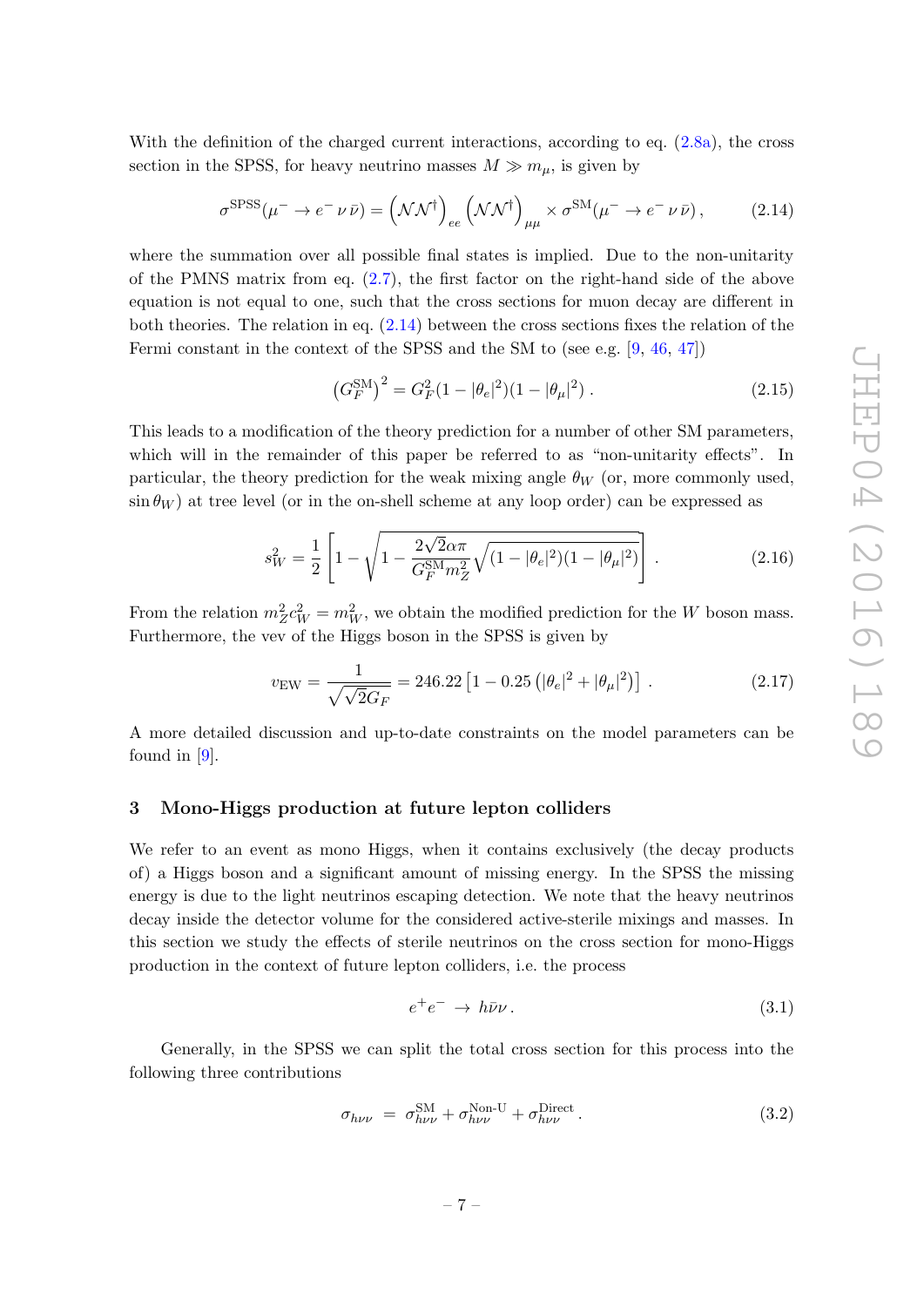With the definition of the charged current interactions, according to eq. (2.8a), the cross section in the SPSS, for heavy neutrino masses $M \gg m_\mu$, is given by

$$\sigma^{\rm SPSS}(\mu^- \to e^- \, \nu \, \bar{\nu}) = \left(\mathcal{N}\mathcal{N}^\dagger\right)_{ee} \left(\mathcal{N}\mathcal{N}^\dagger\right)_{\mu\mu} \times \sigma^{\rm SM}(\mu^- \to e^- \, \nu \, \bar{\nu}) \,, \tag{2.14}$$

where the summation over all possible final states is implied. Due to the non-unitarity of the PMNS matrix from eq. (2.7), the first factor on the right-hand side of the above equation is not equal to one, such that the cross sections for muon decay are different in both theories. The relation in eq. (2.14) between the cross sections fixes the relation of the Fermi constant in the context of the SPSS and the SM to (see e.g. [9, 46, 47])

$$\left(G_F^{\rm SM}\right)^2 = G_F^2 (1 - |\theta_e|^2)(1 - |\theta_\mu|^2) \,. \tag{2.15}$$

This leads to a modification of the theory prediction for a number of other SM parameters, which will in the remainder of this paper be referred to as "non-unitarity effects". In particular, the theory prediction for the weak mixing angle $\theta_W$ (or, more commonly used, $\sin\theta_W$) at tree level (or in the on-shell scheme at any loop order) can be expressed as

$$s_W^2 = \frac{1}{2} \left[ 1 - \sqrt{1 - \frac{2\sqrt{2}\alpha\pi}{G_F^{\rm SM} m_Z^2} \sqrt{(1 - |\theta_e|^2)(1 - |\theta_\mu|^2)}} \right] \,. \tag{2.16}$$

From the relation $m_Z^2 c_W^2 = m_W^2$, we obtain the modified prediction for the $W$ boson mass. Furthermore, the vev of the Higgs boson in the SPSS is given by

$$v_{\rm EW} = \frac{1}{\sqrt{\sqrt{2} G_F}} = 246.22 \left[ 1 - 0.25 \left( |\theta_e|^2 + |\theta_\mu|^2 \right) \right] \,. \tag{2.17}$$

A more detailed discussion and up-to-date constraints on the model parameters can be found in [9].

## 3 Mono-Higgs production at future lepton colliders

We refer to an event as mono Higgs, when it contains exclusively (the decay products of) a Higgs boson and a significant amount of missing energy. In the SPSS the missing energy is due to the light neutrinos escaping detection. We note that the heavy neutrinos decay inside the detector volume for the considered active-sterile mixings and masses. In this section we study the effects of sterile neutrinos on the cross section for mono-Higgs production in the context of future lepton colliders, i.e. the process

$$e^+ e^- \; \to \; h \bar{\nu} \nu \,. \tag{3.1}$$

Generally, in the SPSS we can split the total cross section for this process into the following three contributions

$$\sigma_{h\nu\nu} \; = \; \sigma_{h\nu\nu}^{\rm SM} + \sigma_{h\nu\nu}^{\rm Non\text{-}U} + \sigma_{h\nu\nu}^{\rm Direct} \,. \tag{3.2}$$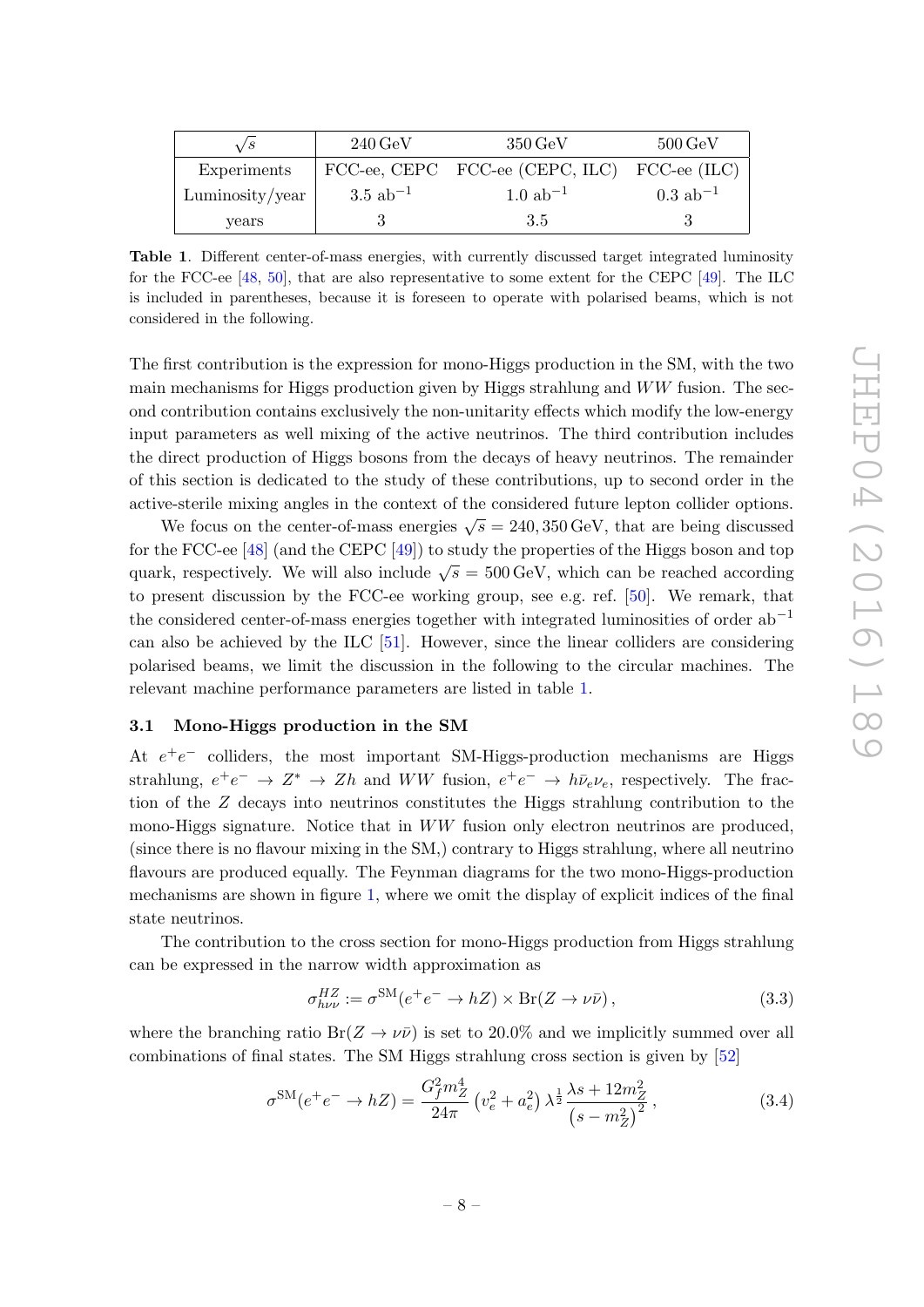| $\sqrt{s}$ | 240 GeV | 350 GeV | 500 GeV |
|---|---|---|---|
| Experiments | FCC-ee, CEPC | FCC-ee (CEPC, ILC) | FCC-ee (ILC) |
| Luminosity/year | 3.5 ab$^{-1}$ | 1.0 ab$^{-1}$ | 0.3 ab$^{-1}$ |
| years | 3 | 3.5 | 3 |

**Table 1**. Different center-of-mass energies, with currently discussed target integrated luminosity for the FCC-ee [48, 50], that are also representative to some extent for the CEPC [49]. The ILC is included in parentheses, because it is foreseen to operate with polarised beams, which is not considered in the following.

The first contribution is the expression for mono-Higgs production in the SM, with the two main mechanisms for Higgs production given by Higgs strahlung and $WW$ fusion. The second contribution contains exclusively the non-unitarity effects which modify the low-energy input parameters as well mixing of the active neutrinos. The third contribution includes the direct production of Higgs bosons from the decays of heavy neutrinos. The remainder of this section is dedicated to the study of these contributions, up to second order in the active-sterile mixing angles in the context of the considered future lepton collider options.

We focus on the center-of-mass energies $\sqrt{s} = 240, 350\,\text{GeV}$, that are being discussed for the FCC-ee [48] (and the CEPC [49]) to study the properties of the Higgs boson and top quark, respectively. We will also include $\sqrt{s} = 500\,\text{GeV}$, which can be reached according to present discussion by the FCC-ee working group, see e.g. ref. [50]. We remark, that the considered center-of-mass energies together with integrated luminosities of order ab$^{-1}$ can also be achieved by the ILC [51]. However, since the linear colliders are considering polarised beams, we limit the discussion in the following to the circular machines. The relevant machine performance parameters are listed in table 1.

### 3.1 Mono-Higgs production in the SM

At $e^+e^-$ colliders, the most important SM-Higgs-production mechanisms are Higgs strahlung, $e^+e^- \to Z^* \to Zh$ and $WW$ fusion, $e^+e^- \to h\bar{\nu}_e\nu_e$, respectively. The fraction of the $Z$ decays into neutrinos constitutes the Higgs strahlung contribution to the mono-Higgs signature. Notice that in $WW$ fusion only electron neutrinos are produced, (since there is no flavour mixing in the SM,) contrary to Higgs strahlung, where all neutrino flavours are produced equally. The Feynman diagrams for the two mono-Higgs-production mechanisms are shown in figure 1, where we omit the display of explicit indices of the final state neutrinos.

The contribution to the cross section for mono-Higgs production from Higgs strahlung can be expressed in the narrow width approximation as

$$\sigma^{HZ}_{h\nu\nu} := \sigma^{\text{SM}}(e^+e^- \to hZ) \times \text{Br}(Z \to \nu\bar{\nu})\,, \tag{3.3}$$

where the branching ratio $\text{Br}(Z \to \nu\bar{\nu})$ is set to 20.0% and we implicitly summed over all combinations of final states. The SM Higgs strahlung cross section is given by [52]

$$\sigma^{\text{SM}}(e^+e^- \to hZ) = \frac{G_f^2 m_Z^4}{24\pi}\left(v_e^2 + a_e^2\right)\lambda^{\frac{1}{2}}\frac{\lambda s + 12 m_Z^2}{\left(s - m_Z^2\right)^2}\,, \tag{3.4}$$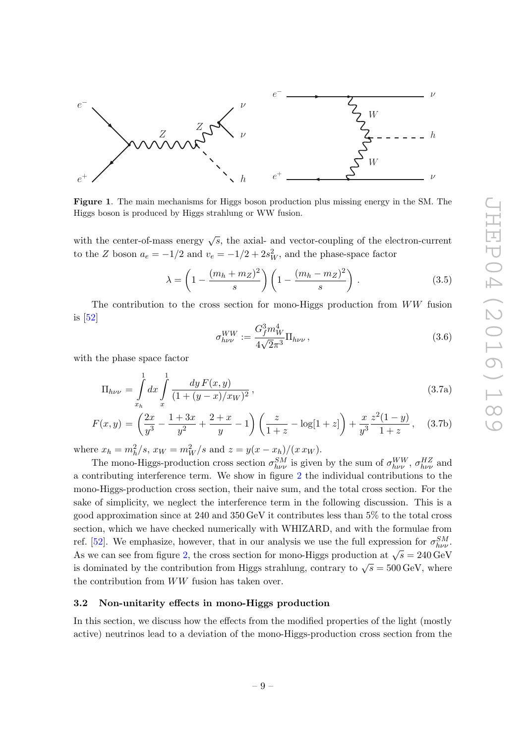**Figure 1**. The main mechanisms for Higgs boson production plus missing energy in the SM. The Higgs boson is produced by Higgs strahlung or WW fusion.

with the center-of-mass energy $\sqrt{s}$, the axial- and vector-coupling of the electron-current to the $Z$ boson $a_e = -1/2$ and $v_e = -1/2 + 2s_W^2$, and the phase-space factor

$$\lambda = \left(1 - \frac{(m_h + m_Z)^2}{s}\right)\left(1 - \frac{(m_h - m_Z)^2}{s}\right). \tag{3.5}$$

The contribution to the cross section for mono-Higgs production from $WW$ fusion is [52]

$$\sigma_{h\nu\nu}^{WW} := \frac{G_f^3 m_W^4}{4\sqrt{2}\pi^3}\Pi_{h\nu\nu}, \tag{3.6}$$

with the phase space factor

$$\Pi_{h\nu\nu} = \int_{x_h}^{1} dx \int_{x}^{1} \frac{dy\, F(x,y)}{(1 + (y-x)/x_W)^2}, \tag{3.7a}$$

$$F(x,y) = \left(\frac{2x}{y^3} - \frac{1+3x}{y^2} + \frac{2+x}{y} - 1\right)\left(\frac{z}{1+z} - \log[1+z]\right) + \frac{x}{y^3}\frac{z^2(1-y)}{1+z}, \tag{3.7b}$$

where $x_h = m_h^2/s$, $x_W = m_W^2/s$ and $z = y(x - x_h)/(x\, x_W)$.

The mono-Higgs-production cross section $\sigma_{h\nu\nu}^{SM}$ is given by the sum of $\sigma_{h\nu\nu}^{WW}$, $\sigma_{h\nu\nu}^{HZ}$ and a contributing interference term. We show in figure 2 the individual contributions to the mono-Higgs-production cross section, their naive sum, and the total cross section. For the sake of simplicity, we neglect the interference term in the following discussion. This is a good approximation since at 240 and 350 GeV it contributes less than 5% to the total cross section, which we have checked numerically with WHIZARD, and with the formulae from ref. [52]. We emphasize, however, that in our analysis we use the full expression for $\sigma_{h\nu\nu}^{SM}$. As we can see from figure 2, the cross section for mono-Higgs production at $\sqrt{s} = 240\,\text{GeV}$ is dominated by the contribution from Higgs strahlung, contrary to $\sqrt{s} = 500\,\text{GeV}$, where the contribution from $WW$ fusion has taken over.

### 3.2 Non-unitarity effects in mono-Higgs production

In this section, we discuss how the effects from the modified properties of the light (mostly active) neutrinos lead to a deviation of the mono-Higgs-production cross section from the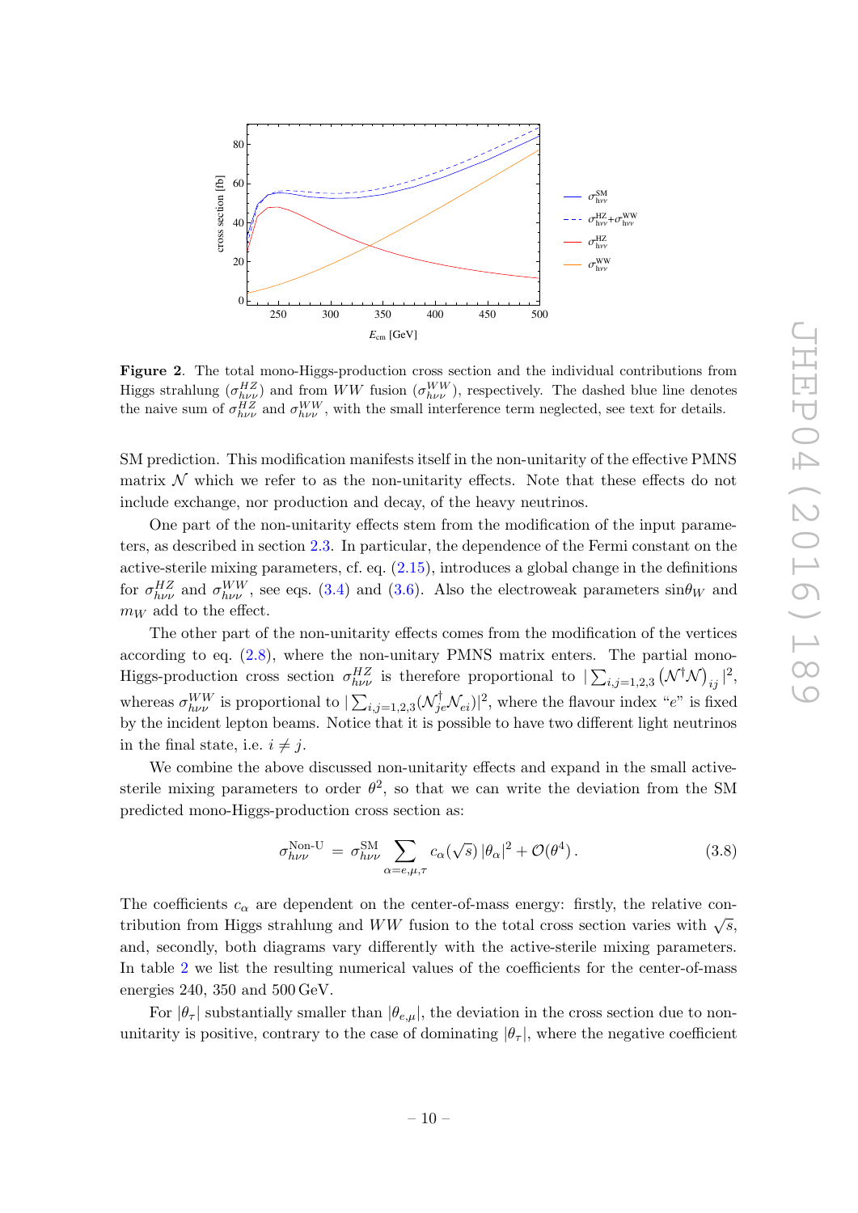**Figure 2**. The total mono-Higgs-production cross section and the individual contributions from Higgs strahlung ($\sigma^{HZ}_{h\nu\nu}$) and from $WW$ fusion ($\sigma^{WW}_{h\nu\nu}$), respectively. The dashed blue line denotes the naive sum of $\sigma^{HZ}_{h\nu\nu}$ and $\sigma^{WW}_{h\nu\nu}$, with the small interference term neglected, see text for details.

SM prediction. This modification manifests itself in the non-unitarity of the effective PMNS matrix $\mathcal{N}$ which we refer to as the non-unitarity effects. Note that these effects do not include exchange, nor production and decay, of the heavy neutrinos.

One part of the non-unitarity effects stem from the modification of the input parameters, as described in section 2.3. In particular, the dependence of the Fermi constant on the active-sterile mixing parameters, cf. eq. (2.15), introduces a global change in the definitions for $\sigma^{HZ}_{h\nu\nu}$ and $\sigma^{WW}_{h\nu\nu}$, see eqs. (3.4) and (3.6). Also the electroweak parameters $\sin\theta_W$ and $m_W$ add to the effect.

The other part of the non-unitarity effects comes from the modification of the vertices according to eq. (2.8), where the non-unitary PMNS matrix enters. The partial mono-Higgs-production cross section $\sigma^{HZ}_{h\nu\nu}$ is therefore proportional to $|\sum_{i,j=1,2,3}\left(\mathcal{N}^\dagger\mathcal{N}\right)_{ij}|^2$, whereas $\sigma^{WW}_{h\nu\nu}$ is proportional to $|\sum_{i,j=1,2,3}(\mathcal{N}^\dagger_{je}\mathcal{N}_{ei})|^2$, where the flavour index "$e$" is fixed by the incident lepton beams. Notice that it is possible to have two different light neutrinos in the final state, i.e. $i \neq j$.

We combine the above discussed non-unitarity effects and expand in the small active-sterile mixing parameters to order $\theta^2$, so that we can write the deviation from the SM predicted mono-Higgs-production cross section as:

$$\sigma^{\text{Non-U}}_{h\nu\nu} = \sigma^{\text{SM}}_{h\nu\nu} \sum_{\alpha=e,\mu,\tau} c_\alpha(\sqrt{s})\,|\theta_\alpha|^2 + \mathcal{O}(\theta^4)\,. \tag{3.8}$$

The coefficients $c_\alpha$ are dependent on the center-of-mass energy: firstly, the relative contribution from Higgs strahlung and $WW$ fusion to the total cross section varies with $\sqrt{s}$, and, secondly, both diagrams vary differently with the active-sterile mixing parameters. In table 2 we list the resulting numerical values of the coefficients for the center-of-mass energies 240, 350 and 500 GeV.

For $|\theta_\tau|$ substantially smaller than $|\theta_{e,\mu}|$, the deviation in the cross section due to non-unitarity is positive, contrary to the case of dominating $|\theta_\tau|$, where the negative coefficient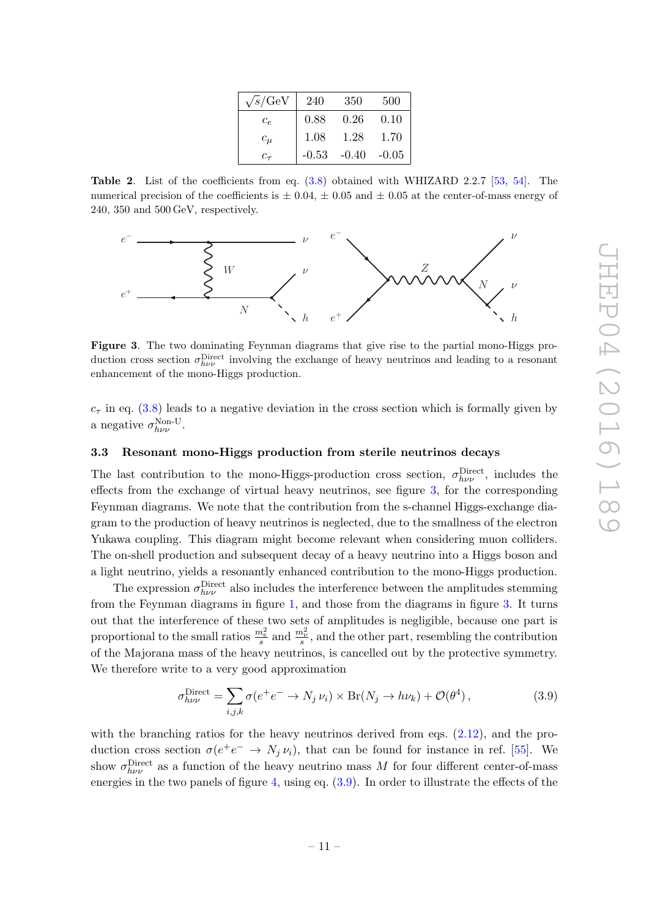| $\sqrt{s}$/GeV | 240 | 350 | 500 |
|---|---|---|---|
| $c_e$ | 0.88 | 0.26 | 0.10 |
| $c_\mu$ | 1.08 | 1.28 | 1.70 |
| $c_\tau$ | -0.53 | -0.40 | -0.05 |

**Table 2**. List of the coefficients from eq. (3.8) obtained with WHIZARD 2.2.7 [53, 54]. The numerical precision of the coefficients is $\pm$ 0.04, $\pm$ 0.05 and $\pm$ 0.05 at the center-of-mass energy of 240, 350 and 500 GeV, respectively.

**Figure 3**. The two dominating Feynman diagrams that give rise to the partial mono-Higgs production cross section $\sigma_{h\nu\nu}^{\text{Direct}}$ involving the exchange of heavy neutrinos and leading to a resonant enhancement of the mono-Higgs production.

$c_\tau$ in eq. (3.8) leads to a negative deviation in the cross section which is formally given by a negative $\sigma_{h\nu\nu}^{\text{Non-U}}$.

### 3.3 Resonant mono-Higgs production from sterile neutrinos decays

The last contribution to the mono-Higgs-production cross section, $\sigma_{h\nu\nu}^{\text{Direct}}$, includes the effects from the exchange of virtual heavy neutrinos, see figure 3, for the corresponding Feynman diagrams. We note that the contribution from the s-channel Higgs-exchange diagram to the production of heavy neutrinos is neglected, due to the smallness of the electron Yukawa coupling. This diagram might become relevant when considering muon colliders. The on-shell production and subsequent decay of a heavy neutrino into a Higgs boson and a light neutrino, yields a resonantly enhanced contribution to the mono-Higgs production.

The expression $\sigma_{h\nu\nu}^{\text{Direct}}$ also includes the interference between the amplitudes stemming from the Feynman diagrams in figure 1, and those from the diagrams in figure 3. It turns out that the interference of these two sets of amplitudes is negligible, because one part is proportional to the small ratios $\frac{m_e^2}{s}$ and $\frac{m_\nu^2}{s}$, and the other part, resembling the contribution of the Majorana mass of the heavy neutrinos, is cancelled out by the protective symmetry. We therefore write to a very good approximation

$$\sigma_{h\nu\nu}^{\text{Direct}} = \sum_{i,j,k} \sigma(e^+e^- \to N_j\,\nu_i) \times \text{Br}(N_j \to h\nu_k) + \mathcal{O}(\theta^4)\,, \tag{3.9}$$

with the branching ratios for the heavy neutrinos derived from eqs. (2.12), and the production cross section $\sigma(e^+e^- \to N_j\,\nu_i)$, that can be found for instance in ref. [55]. We show $\sigma_{h\nu\nu}^{\text{Direct}}$ as a function of the heavy neutrino mass $M$ for four different center-of-mass energies in the two panels of figure 4, using eq. (3.9). In order to illustrate the effects of the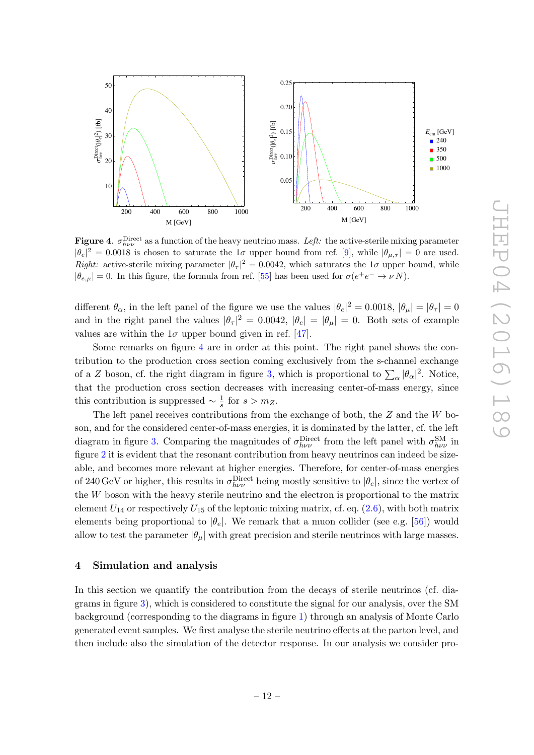**Figure 4**. $\sigma_{h\nu\nu}^{\text{Direct}}$ as a function of the heavy neutrino mass. *Left:* the active-sterile mixing parameter $|\theta_e|^2 = 0.0018$ is chosen to saturate the $1\sigma$ upper bound from ref. [9], while $|\theta_{\mu,\tau}| = 0$ are used. *Right:* active-sterile mixing parameter $|\theta_\tau|^2 = 0.0042$, which saturates the $1\sigma$ upper bound, while $|\theta_{e,\mu}| = 0$. In this figure, the formula from ref. [55] has been used for $\sigma(e^+e^- \to \nu\, N)$.

different $\theta_\alpha$, in the left panel of the figure we use the values $|\theta_e|^2 = 0.0018$, $|\theta_\mu| = |\theta_\tau| = 0$ and in the right panel the values $|\theta_\tau|^2 = 0.0042$, $|\theta_e| = |\theta_\mu| = 0$. Both sets of example values are within the $1\sigma$ upper bound given in ref. [47].

Some remarks on figure 4 are in order at this point. The right panel shows the contribution to the production cross section coming exclusively from the s-channel exchange of a $Z$ boson, cf. the right diagram in figure 3, which is proportional to $\sum_\alpha |\theta_\alpha|^2$. Notice, that the production cross section decreases with increasing center-of-mass energy, since this contribution is suppressed $\sim \frac{1}{s}$ for $s > m_Z$.

The left panel receives contributions from the exchange of both, the $Z$ and the $W$ boson, and for the considered center-of-mass energies, it is dominated by the latter, cf. the left diagram in figure 3. Comparing the magnitudes of $\sigma_{h\nu\nu}^{\text{Direct}}$ from the left panel with $\sigma_{h\nu\nu}^{\text{SM}}$ in figure 2 it is evident that the resonant contribution from heavy neutrinos can indeed be sizeable, and becomes more relevant at higher energies. Therefore, for center-of-mass energies of 240 GeV or higher, this results in $\sigma_{h\nu\nu}^{\text{Direct}}$ being mostly sensitive to $|\theta_e|$, since the vertex of the $W$ boson with the heavy sterile neutrino and the electron is proportional to the matrix element $U_{14}$ or respectively $U_{15}$ of the leptonic mixing matrix, cf. eq. (2.6), with both matrix elements being proportional to $|\theta_e|$. We remark that a muon collider (see e.g. [56]) would allow to test the parameter $|\theta_\mu|$ with great precision and sterile neutrinos with large masses.

## 4 Simulation and analysis

In this section we quantify the contribution from the decays of sterile neutrinos (cf. diagrams in figure 3), which is considered to constitute the signal for our analysis, over the SM background (corresponding to the diagrams in figure 1) through an analysis of Monte Carlo generated event samples. We first analyse the sterile neutrino effects at the parton level, and then include also the simulation of the detector response. In our analysis we consider pro-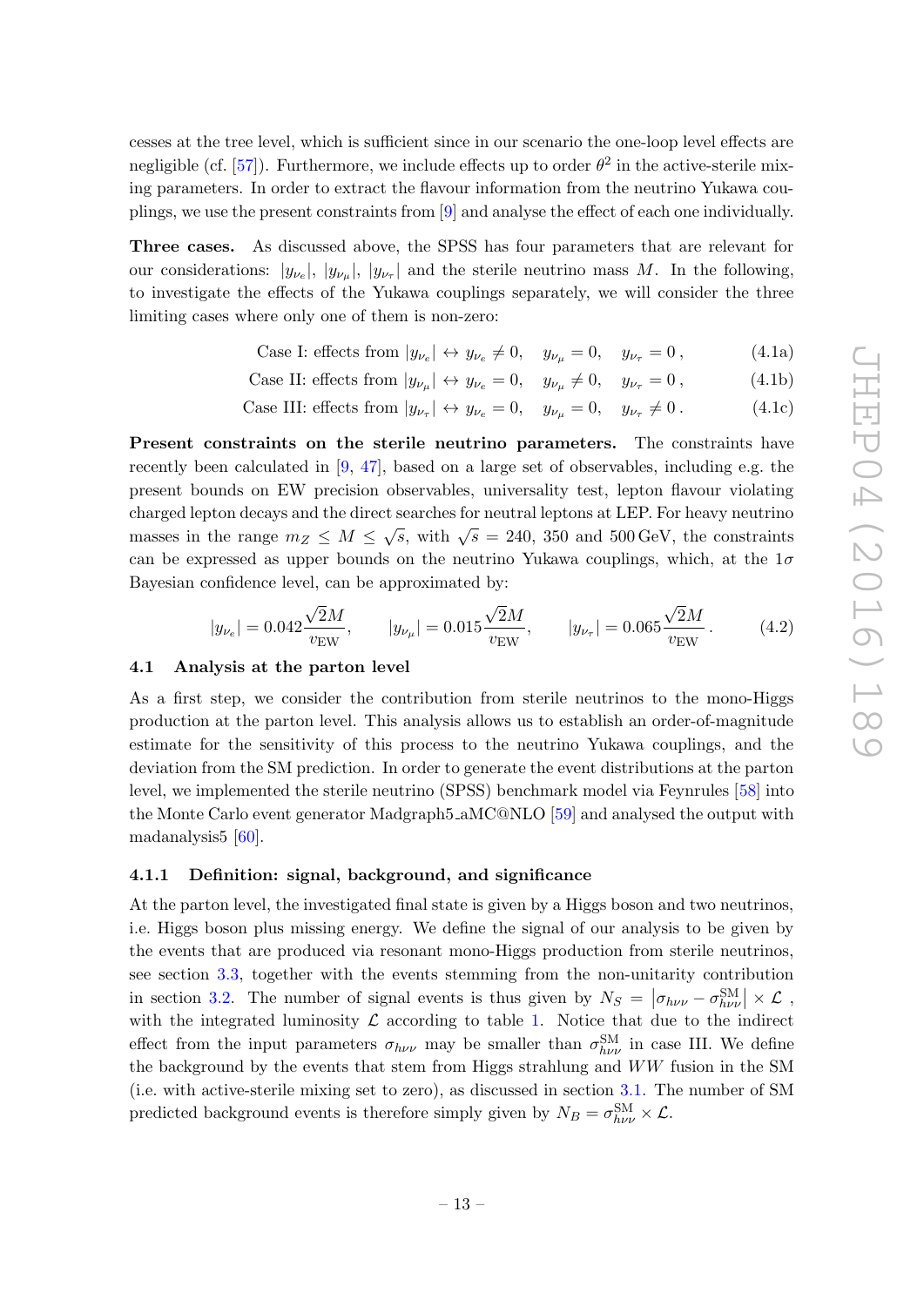cesses at the tree level, which is sufficient since in our scenario the one-loop level effects are negligible (cf. [57]). Furthermore, we include effects up to order $\theta^2$ in the active-sterile mixing parameters. In order to extract the flavour information from the neutrino Yukawa couplings, we use the present constraints from [9] and analyse the effect of each one individually.

**Three cases.** As discussed above, the SPSS has four parameters that are relevant for our considerations: $|y_{\nu_e}|$, $|y_{\nu_\mu}|$, $|y_{\nu_\tau}|$ and the sterile neutrino mass $M$. In the following, to investigate the effects of the Yukawa couplings separately, we will consider the three limiting cases where only one of them is non-zero:

$$\text{Case I: effects from } |y_{\nu_e}| \leftrightarrow y_{\nu_e} \neq 0, \quad y_{\nu_\mu} = 0, \quad y_{\nu_\tau} = 0\,, \tag{4.1a}$$

$$\text{Case II: effects from } |y_{\nu_\mu}| \leftrightarrow y_{\nu_e} = 0, \quad y_{\nu_\mu} \neq 0, \quad y_{\nu_\tau} = 0\,, \tag{4.1b}$$

$$\text{Case III: effects from } |y_{\nu_\tau}| \leftrightarrow y_{\nu_e} = 0, \quad y_{\nu_\mu} = 0, \quad y_{\nu_\tau} \neq 0\,. \tag{4.1c}$$

**Present constraints on the sterile neutrino parameters.** The constraints have recently been calculated in [9, 47], based on a large set of observables, including e.g. the present bounds on EW precision observables, universality test, lepton flavour violating charged lepton decays and the direct searches for neutral leptons at LEP. For heavy neutrino masses in the range $m_Z \leq M \leq \sqrt{s}$, with $\sqrt{s} = 240$, 350 and 500 GeV, the constraints can be expressed as upper bounds on the neutrino Yukawa couplings, which, at the $1\sigma$ Bayesian confidence level, can be approximated by:

$$|y_{\nu_e}| = 0.042\frac{\sqrt{2}M}{v_{\text{EW}}}, \qquad |y_{\nu_\mu}| = 0.015\frac{\sqrt{2}M}{v_{\text{EW}}}, \qquad |y_{\nu_\tau}| = 0.065\frac{\sqrt{2}M}{v_{\text{EW}}}\,. \tag{4.2}$$

### 4.1 Analysis at the parton level

As a first step, we consider the contribution from sterile neutrinos to the mono-Higgs production at the parton level. This analysis allows us to establish an order-of-magnitude estimate for the sensitivity of this process to the neutrino Yukawa couplings, and the deviation from the SM prediction. In order to generate the event distributions at the parton level, we implemented the sterile neutrino (SPSS) benchmark model via Feynrules [58] into the Monte Carlo event generator Madgraph5_aMC@NLO [59] and analysed the output with madanalysis5 [60].

#### 4.1.1 Definition: signal, background, and significance

At the parton level, the investigated final state is given by a Higgs boson and two neutrinos, i.e. Higgs boson plus missing energy. We define the signal of our analysis to be given by the events that are produced via resonant mono-Higgs production from sterile neutrinos, see section 3.3, together with the events stemming from the non-unitarity contribution in section 3.2. The number of signal events is thus given by $N_S = \left|\sigma_{h\nu\nu} - \sigma_{h\nu\nu}^{\text{SM}}\right| \times \mathcal{L}$ , with the integrated luminosity $\mathcal{L}$ according to table 1. Notice that due to the indirect effect from the input parameters $\sigma_{h\nu\nu}$ may be smaller than $\sigma_{h\nu\nu}^{\text{SM}}$ in case III. We define the background by the events that stem from Higgs strahlung and $WW$ fusion in the SM (i.e. with active-sterile mixing set to zero), as discussed in section 3.1. The number of SM predicted background events is therefore simply given by $N_B = \sigma_{h\nu\nu}^{\text{SM}} \times \mathcal{L}$.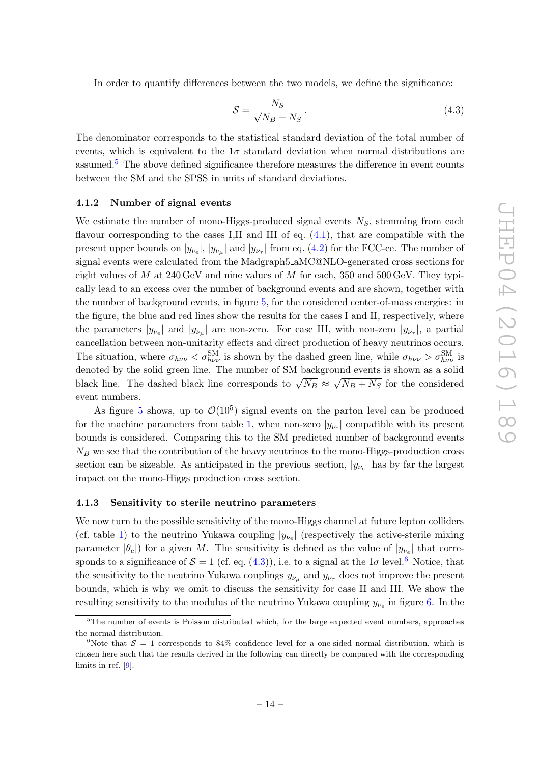In order to quantify differences between the two models, we define the significance:

$$\mathcal{S} = \frac{N_S}{\sqrt{N_B + N_S}}\,. \tag{4.3}$$

The denominator corresponds to the statistical standard deviation of the total number of events, which is equivalent to the $1\sigma$ standard deviation when normal distributions are assumed.[5] The above defined significance therefore measures the difference in event counts between the SM and the SPSS in units of standard deviations.

#### 4.1.2 Number of signal events

We estimate the number of mono-Higgs-produced signal events $N_S$, stemming from each flavour corresponding to the cases I,II and III of eq. (4.1), that are compatible with the present upper bounds on $|y_{\nu_e}|$, $|y_{\nu_\mu}|$ and $|y_{\nu_\tau}|$ from eq. (4.2) for the FCC-ee. The number of signal events were calculated from the Madgraph5_aMC@NLO-generated cross sections for eight values of $M$ at 240 GeV and nine values of $M$ for each, 350 and 500 GeV. They typically lead to an excess over the number of background events and are shown, together with the number of background events, in figure 5, for the considered center-of-mass energies: in the figure, the blue and red lines show the results for the cases I and II, respectively, where the parameters $|y_{\nu_e}|$ and $|y_{\nu_\mu}|$ are non-zero. For case III, with non-zero $|y_{\nu_\tau}|$, a partial cancellation between non-unitarity effects and direct production of heavy neutrinos occurs. The situation, where $\sigma_{h\nu\nu} < \sigma_{h\nu\nu}^{\mathrm{SM}}$ is shown by the dashed green line, while $\sigma_{h\nu\nu} > \sigma_{h\nu\nu}^{\mathrm{SM}}$ is denoted by the solid green line. The number of SM background events is shown as a solid black line. The dashed black line corresponds to $\sqrt{N_B} \approx \sqrt{N_B + N_S}$ for the considered event numbers.

As figure 5 shows, up to $\mathcal{O}(10^5)$ signal events on the parton level can be produced for the machine parameters from table 1, when non-zero $|y_{\nu_e}|$ compatible with its present bounds is considered. Comparing this to the SM predicted number of background events $N_B$ we see that the contribution of the heavy neutrinos to the mono-Higgs-production cross section can be sizeable. As anticipated in the previous section, $|y_{\nu_e}|$ has by far the largest impact on the mono-Higgs production cross section.

#### 4.1.3 Sensitivity to sterile neutrino parameters

We now turn to the possible sensitivity of the mono-Higgs channel at future lepton colliders (cf. table 1) to the neutrino Yukawa coupling $|y_{\nu_e}|$ (respectively the active-sterile mixing parameter $|\theta_e|$) for a given $M$. The sensitivity is defined as the value of $|y_{\nu_e}|$ that corresponds to a significance of $\mathcal{S} = 1$ (cf. eq. (4.3)), i.e. to a signal at the $1\sigma$ level.[6] Notice, that the sensitivity to the neutrino Yukawa couplings $y_{\nu_\mu}$ and $y_{\nu_\tau}$ does not improve the present bounds, which is why we omit to discuss the sensitivity for case II and III. We show the resulting sensitivity to the modulus of the neutrino Yukawa coupling $y_{\nu_e}$ in figure 6. In the

[5] The number of events is Poisson distributed which, for the large expected event numbers, approaches the normal distribution.

[6] Note that $\mathcal{S} = 1$ corresponds to 84% confidence level for a one-sided normal distribution, which is chosen here such that the results derived in the following can directly be compared with the corresponding limits in ref. [9].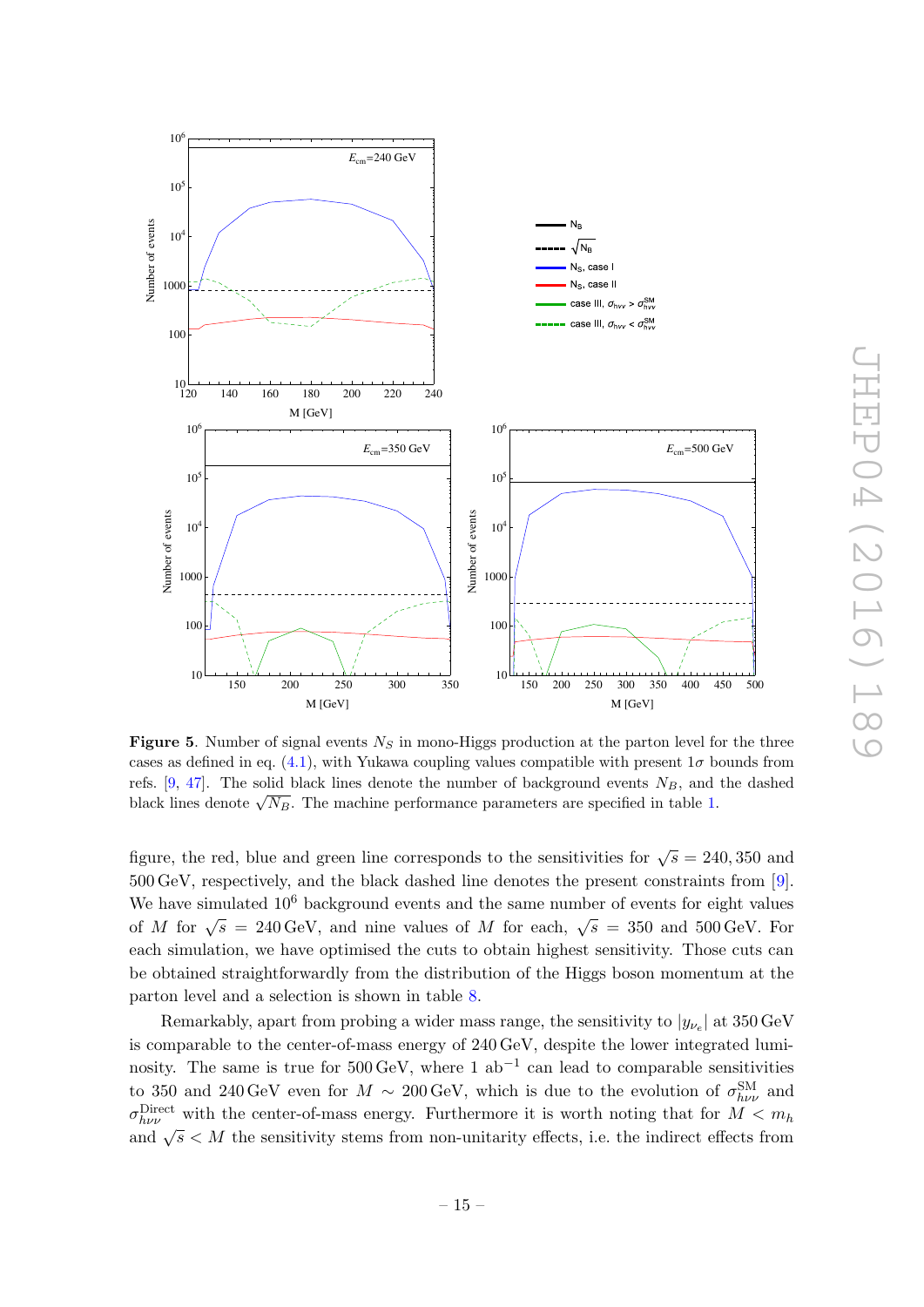**Figure 5**. Number of signal events $N_S$ in mono-Higgs production at the parton level for the three cases as defined in eq. (4.1), with Yukawa coupling values compatible with present $1\sigma$ bounds from refs. [9, 47]. The solid black lines denote the number of background events $N_B$, and the dashed black lines denote $\sqrt{N_B}$. The machine performance parameters are specified in table 1.

figure, the red, blue and green line corresponds to the sensitivities for $\sqrt{s} = 240, 350$ and 500 GeV, respectively, and the black dashed line denotes the present constraints from [9]. We have simulated $10^6$ background events and the same number of events for eight values of $M$ for $\sqrt{s} = 240$ GeV, and nine values of $M$ for each, $\sqrt{s} = 350$ and 500 GeV. For each simulation, we have optimised the cuts to obtain highest sensitivity. Those cuts can be obtained straightforwardly from the distribution of the Higgs boson momentum at the parton level and a selection is shown in table 8.

Remarkably, apart from probing a wider mass range, the sensitivity to $|y_{\nu_e}|$ at 350 GeV is comparable to the center-of-mass energy of 240 GeV, despite the lower integrated luminosity. The same is true for 500 GeV, where 1 ab$^{-1}$ can lead to comparable sensitivities to 350 and 240 GeV even for $M \sim 200$ GeV, which is due to the evolution of $\sigma^{\rm SM}_{h\nu\nu}$ and $\sigma^{\rm Direct}_{h\nu\nu}$ with the center-of-mass energy. Furthermore it is worth noting that for $M < m_h$ and $\sqrt{s} < M$ the sensitivity stems from non-unitarity effects, i.e. the indirect effects from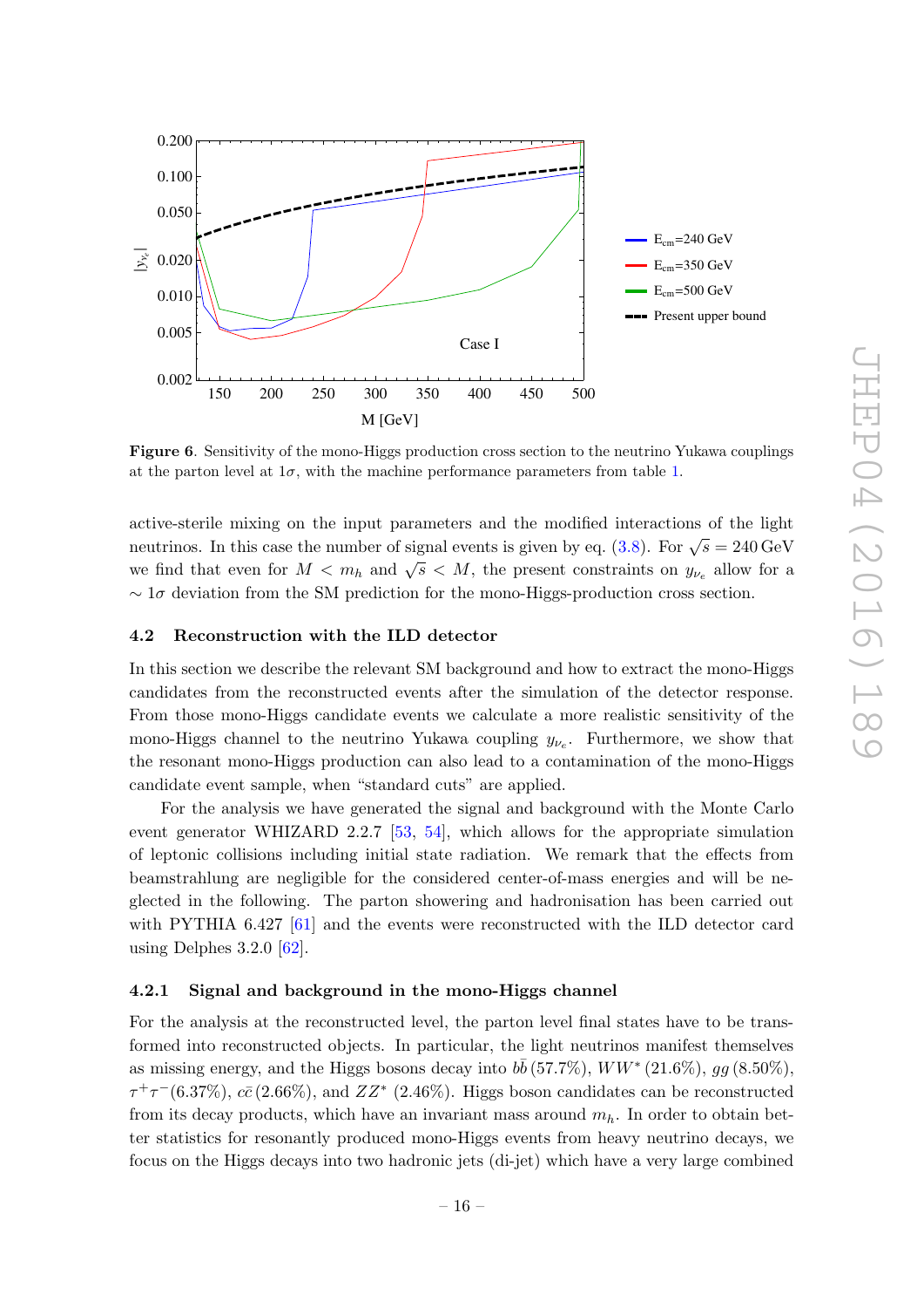**Figure 6**. Sensitivity of the mono-Higgs production cross section to the neutrino Yukawa couplings at the parton level at $1\sigma$, with the machine performance parameters from table 1.

active-sterile mixing on the input parameters and the modified interactions of the light neutrinos. In this case the number of signal events is given by eq. (3.8). For $\sqrt{s} = 240\,\text{GeV}$ we find that even for $M < m_h$ and $\sqrt{s} < M$, the present constraints on $y_{\nu_e}$ allow for a $\sim 1\sigma$ deviation from the SM prediction for the mono-Higgs-production cross section.

### 4.2 Reconstruction with the ILD detector

In this section we describe the relevant SM background and how to extract the mono-Higgs candidates from the reconstructed events after the simulation of the detector response. From those mono-Higgs candidate events we calculate a more realistic sensitivity of the mono-Higgs channel to the neutrino Yukawa coupling $y_{\nu_e}$. Furthermore, we show that the resonant mono-Higgs production can also lead to a contamination of the mono-Higgs candidate event sample, when "standard cuts" are applied.

For the analysis we have generated the signal and background with the Monte Carlo event generator WHIZARD 2.2.7 [53, 54], which allows for the appropriate simulation of leptonic collisions including initial state radiation. We remark that the effects from beamstrahlung are negligible for the considered center-of-mass energies and will be neglected in the following. The parton showering and hadronisation has been carried out with PYTHIA 6.427 [61] and the events were reconstructed with the ILD detector card using Delphes 3.2.0 [62].

#### 4.2.1 Signal and background in the mono-Higgs channel

For the analysis at the reconstructed level, the parton level final states have to be transformed into reconstructed objects. In particular, the light neutrinos manifest themselves as missing energy, and the Higgs bosons decay into $b\bar{b}$ (57.7%), $WW^*$ (21.6%), $gg$ (8.50%), $\tau^+\tau^-$(6.37%), $c\bar{c}$ (2.66%), and $ZZ^*$ (2.46%). Higgs boson candidates can be reconstructed from its decay products, which have an invariant mass around $m_h$. In order to obtain better statistics for resonantly produced mono-Higgs events from heavy neutrino decays, we focus on the Higgs decays into two hadronic jets (di-jet) which have a very large combined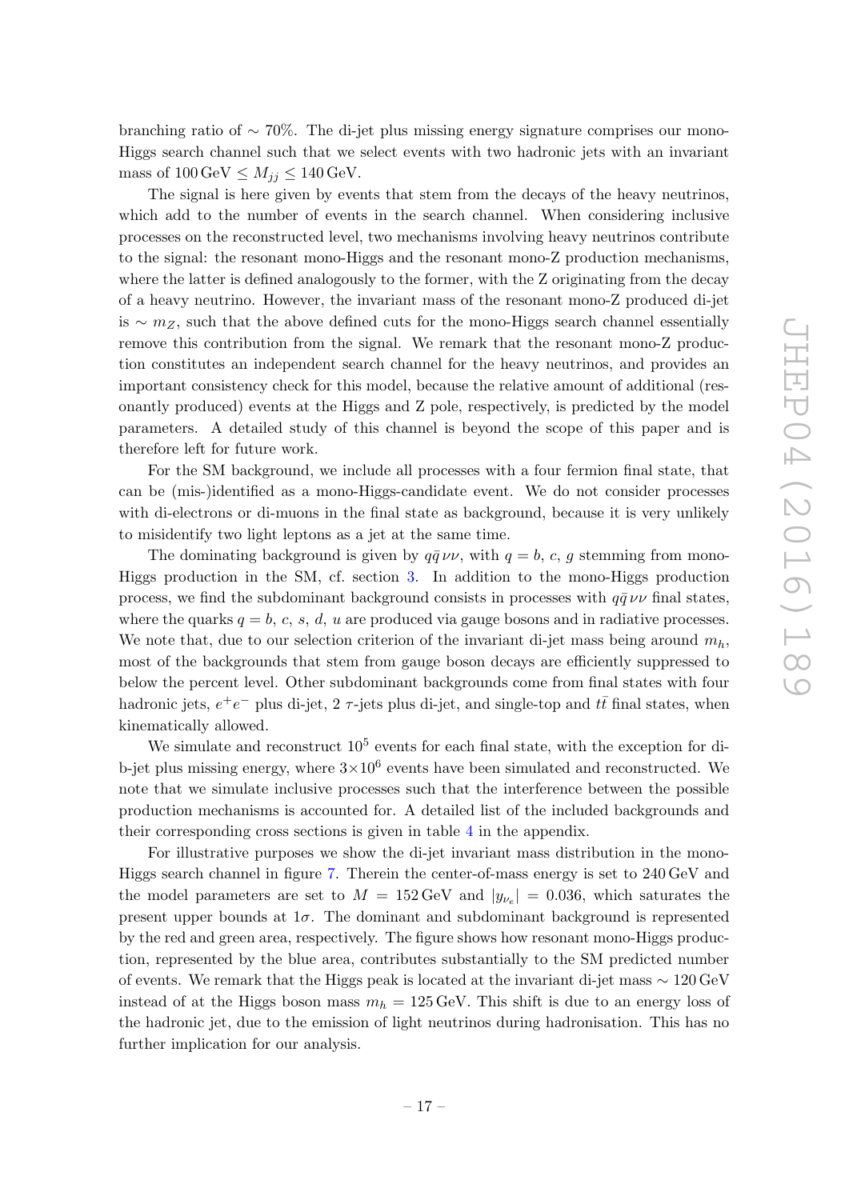branching ratio of $\sim 70\%$. The di-jet plus missing energy signature comprises our mono-Higgs search channel such that we select events with two hadronic jets with an invariant mass of $100\,\text{GeV} \leq M_{jj} \leq 140\,\text{GeV}$.

The signal is here given by events that stem from the decays of the heavy neutrinos, which add to the number of events in the search channel. When considering inclusive processes on the reconstructed level, two mechanisms involving heavy neutrinos contribute to the signal: the resonant mono-Higgs and the resonant mono-Z production mechanisms, where the latter is defined analogously to the former, with the Z originating from the decay of a heavy neutrino. However, the invariant mass of the resonant mono-Z produced di-jet is $\sim m_Z$, such that the above defined cuts for the mono-Higgs search channel essentially remove this contribution from the signal. We remark that the resonant mono-Z production constitutes an independent search channel for the heavy neutrinos, and provides an important consistency check for this model, because the relative amount of additional (resonantly produced) events at the Higgs and Z pole, respectively, is predicted by the model parameters. A detailed study of this channel is beyond the scope of this paper and is therefore left for future work.

For the SM background, we include all processes with a four fermion final state, that can be (mis-)identified as a mono-Higgs-candidate event. We do not consider processes with di-electrons or di-muons in the final state as background, because it is very unlikely to misidentify two light leptons as a jet at the same time.

The dominating background is given by $q\bar{q}\,\nu\nu$, with $q = b$, $c$, $g$ stemming from mono-Higgs production in the SM, cf. section 3. In addition to the mono-Higgs production process, we find the subdominant background consists in processes with $q\bar{q}\,\nu\nu$ final states, where the quarks $q = b$, $c$, $s$, $d$, $u$ are produced via gauge bosons and in radiative processes. We note that, due to our selection criterion of the invariant di-jet mass being around $m_h$, most of the backgrounds that stem from gauge boson decays are efficiently suppressed to below the percent level. Other subdominant backgrounds come from final states with four hadronic jets, $e^+e^-$ plus di-jet, 2 $\tau$-jets plus di-jet, and single-top and $t\bar{t}$ final states, when kinematically allowed.

We simulate and reconstruct $10^5$ events for each final state, with the exception for di-b-jet plus missing energy, where $3{\times}10^6$ events have been simulated and reconstructed. We note that we simulate inclusive processes such that the interference between the possible production mechanisms is accounted for. A detailed list of the included backgrounds and their corresponding cross sections is given in table 4 in the appendix.

For illustrative purposes we show the di-jet invariant mass distribution in the mono-Higgs search channel in figure 7. Therein the center-of-mass energy is set to 240 GeV and the model parameters are set to $M = 152\,\text{GeV}$ and $|y_{\nu_e}| = 0.036$, which saturates the present upper bounds at $1\sigma$. The dominant and subdominant background is represented by the red and green area, respectively. The figure shows how resonant mono-Higgs production, represented by the blue area, contributes substantially to the SM predicted number of events. We remark that the Higgs peak is located at the invariant di-jet mass $\sim 120\,\text{GeV}$ instead of at the Higgs boson mass $m_h = 125\,\text{GeV}$. This shift is due to an energy loss of the hadronic jet, due to the emission of light neutrinos during hadronisation. This has no further implication for our analysis.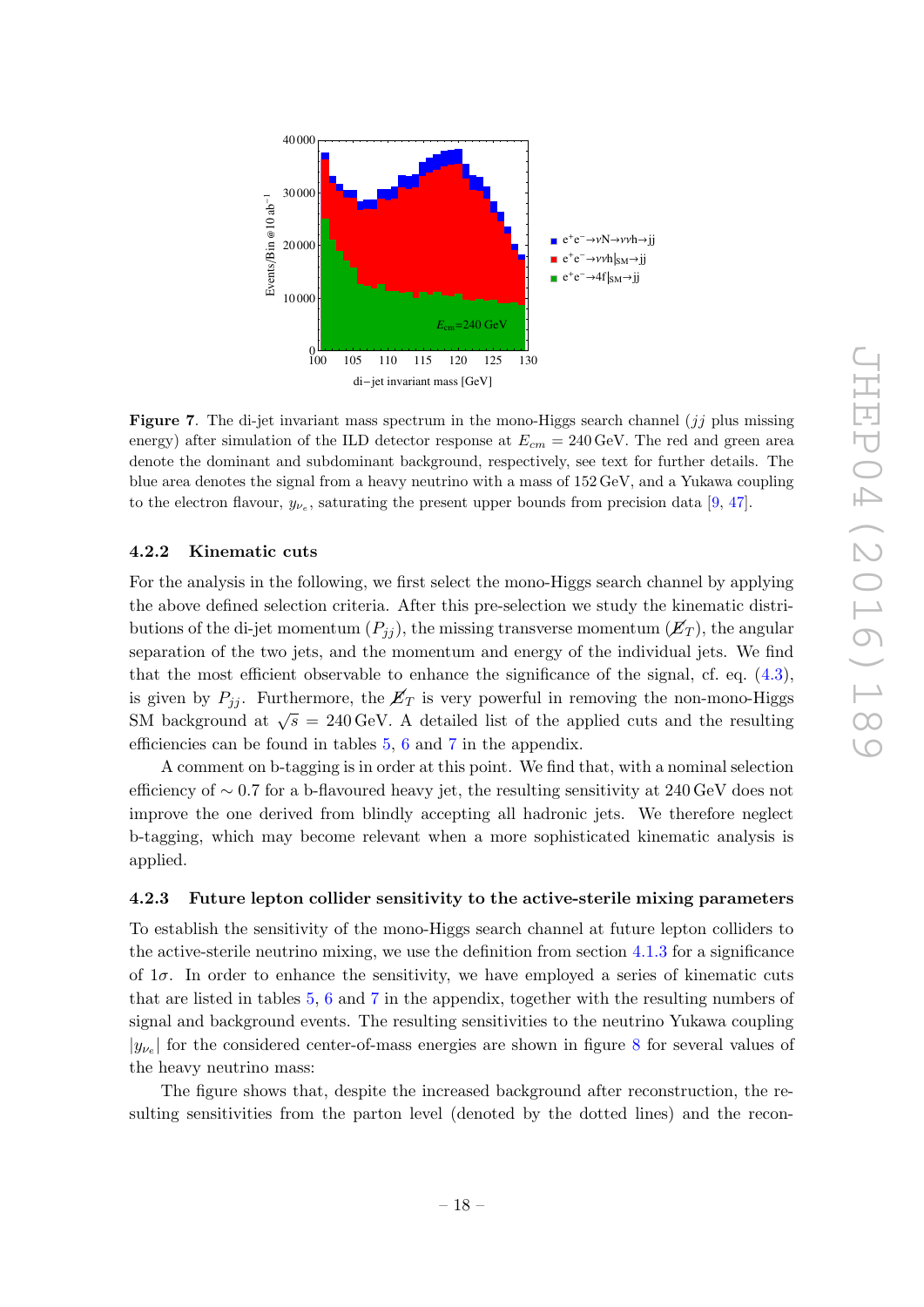**Figure 7**. The di-jet invariant mass spectrum in the mono-Higgs search channel ($jj$ plus missing energy) after simulation of the ILD detector response at $E_{cm} = 240\,\text{GeV}$. The red and green area denote the dominant and subdominant background, respectively, see text for further details. The blue area denotes the signal from a heavy neutrino with a mass of 152 GeV, and a Yukawa coupling to the electron flavour, $y_{\nu_e}$, saturating the present upper bounds from precision data [9, 47].

### 4.2.2 Kinematic cuts

For the analysis in the following, we first select the mono-Higgs search channel by applying the above defined selection criteria. After this pre-selection we study the kinematic distributions of the di-jet momentum ($P_{jj}$), the missing transverse momentum ($\not{E}_T$), the angular separation of the two jets, and the momentum and energy of the individual jets. We find that the most efficient observable to enhance the significance of the signal, cf. eq. (4.3), is given by $P_{jj}$. Furthermore, the $\not{E}_T$ is very powerful in removing the non-mono-Higgs SM background at $\sqrt{s} = 240\,\text{GeV}$. A detailed list of the applied cuts and the resulting efficiencies can be found in tables 5, 6 and 7 in the appendix.

A comment on b-tagging is in order at this point. We find that, with a nominal selection efficiency of $\sim 0.7$ for a b-flavoured heavy jet, the resulting sensitivity at 240 GeV does not improve the one derived from blindly accepting all hadronic jets. We therefore neglect b-tagging, which may become relevant when a more sophisticated kinematic analysis is applied.

### 4.2.3 Future lepton collider sensitivity to the active-sterile mixing parameters

To establish the sensitivity of the mono-Higgs search channel at future lepton colliders to the active-sterile neutrino mixing, we use the definition from section 4.1.3 for a significance of $1\sigma$. In order to enhance the sensitivity, we have employed a series of kinematic cuts that are listed in tables 5, 6 and 7 in the appendix, together with the resulting numbers of signal and background events. The resulting sensitivities to the neutrino Yukawa coupling $|y_{\nu_e}|$ for the considered center-of-mass energies are shown in figure 8 for several values of the heavy neutrino mass:

The figure shows that, despite the increased background after reconstruction, the resulting sensitivities from the parton level (denoted by the dotted lines) and the recon-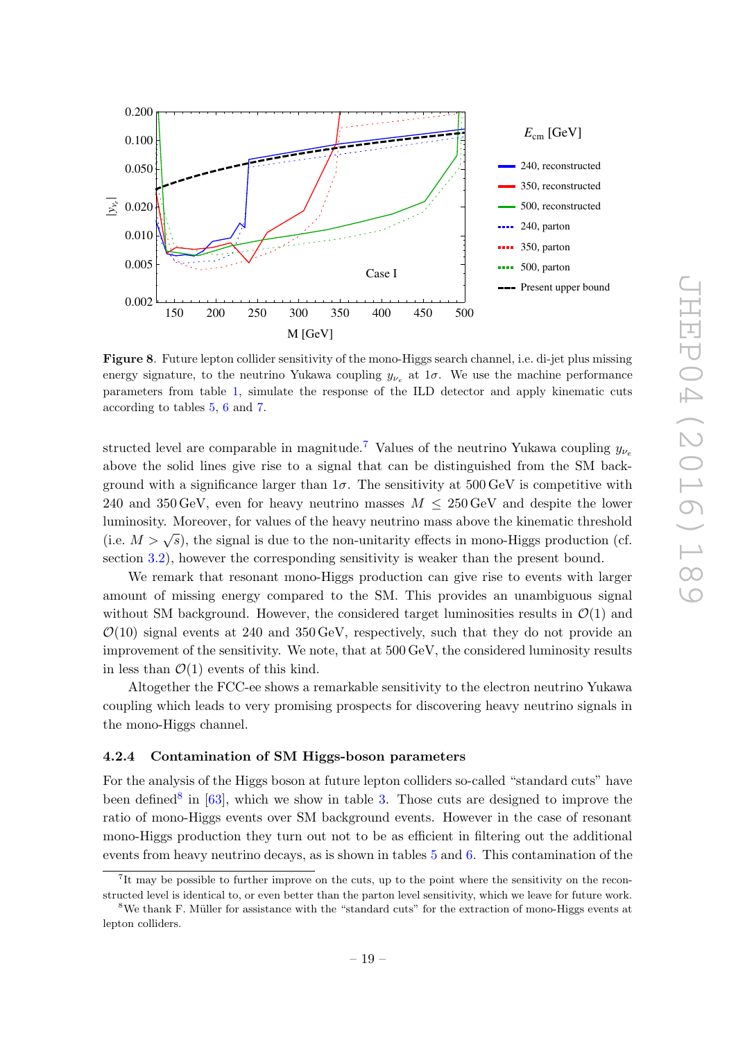**Figure 8**. Future lepton collider sensitivity of the mono-Higgs search channel, i.e. di-jet plus missing energy signature, to the neutrino Yukawa coupling $y_{\nu_e}$ at $1\sigma$. We use the machine performance parameters from table 1, simulate the response of the ILD detector and apply kinematic cuts according to tables 5, 6 and 7.

structed level are comparable in magnitude.[7] Values of the neutrino Yukawa coupling $y_{\nu_e}$ above the solid lines give rise to a signal that can be distinguished from the SM background with a significance larger than $1\sigma$. The sensitivity at 500 GeV is competitive with 240 and 350 GeV, even for heavy neutrino masses $M \leq 250\,\text{GeV}$ and despite the lower luminosity. Moreover, for values of the heavy neutrino mass above the kinematic threshold (i.e. $M > \sqrt{s}$), the signal is due to the non-unitarity effects in mono-Higgs production (cf. section 3.2), however the corresponding sensitivity is weaker than the present bound.

We remark that resonant mono-Higgs production can give rise to events with larger amount of missing energy compared to the SM. This provides an unambiguous signal without SM background. However, the considered target luminosities results in $\mathcal{O}(1)$ and $\mathcal{O}(10)$ signal events at 240 and 350 GeV, respectively, such that they do not provide an improvement of the sensitivity. We note, that at 500 GeV, the considered luminosity results in less than $\mathcal{O}(1)$ events of this kind.

Altogether the FCC-ee shows a remarkable sensitivity to the electron neutrino Yukawa coupling which leads to very promising prospects for discovering heavy neutrino signals in the mono-Higgs channel.

### 4.2.4 Contamination of SM Higgs-boson parameters

For the analysis of the Higgs boson at future lepton colliders so-called "standard cuts" have been defined[8] in [63], which we show in table 3. Those cuts are designed to improve the ratio of mono-Higgs events over SM background events. However in the case of resonant mono-Higgs production they turn out not to be as efficient in filtering out the additional events from heavy neutrino decays, as is shown in tables 5 and 6. This contamination of the

[7] It may be possible to further improve on the cuts, up to the point where the sensitivity on the reconstructed level is identical to, or even better than the parton level sensitivity, which we leave for future work.

[8] We thank F. Müller for assistance with the "standard cuts" for the extraction of mono-Higgs events at lepton colliders.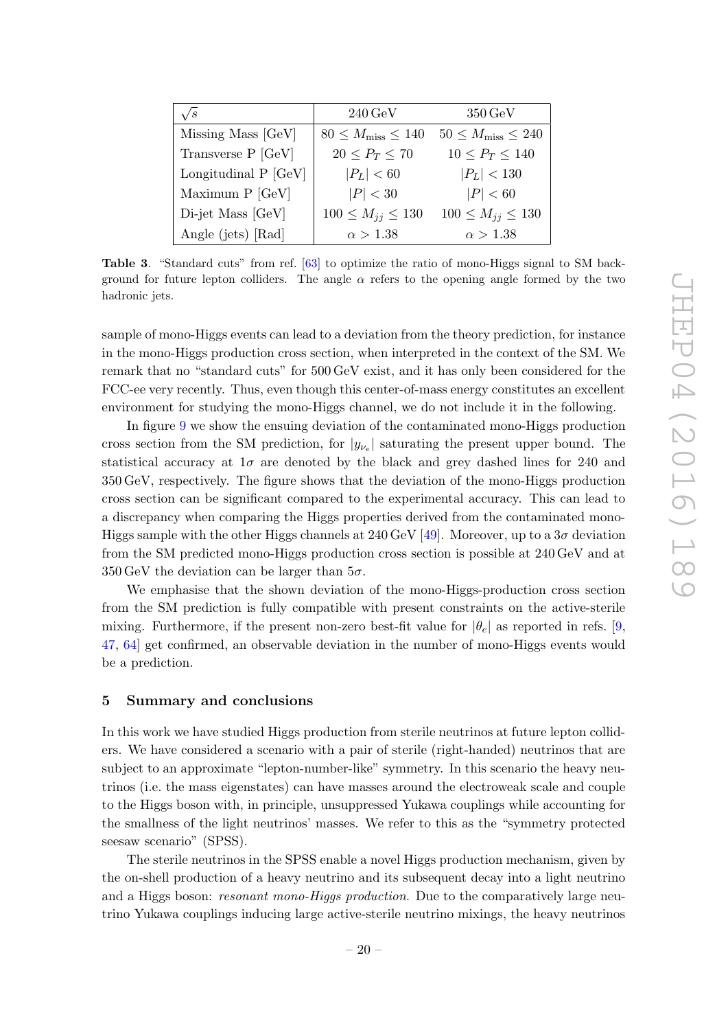| $\sqrt{s}$ | 240 GeV | 350 GeV |
|---|---|---|
| Missing Mass [GeV] | $80 \leq M_{\text{miss}} \leq 140$ | $50 \leq M_{\text{miss}} \leq 240$ |
| Transverse P [GeV] | $20 \leq P_T \leq 70$ | $10 \leq P_T \leq 140$ |
| Longitudinal P [GeV] | $\lvert P_L \rvert < 60$ | $\lvert P_L \rvert < 130$ |
| Maximum P [GeV] | $\lvert P \rvert < 30$ | $\lvert P \rvert < 60$ |
| Di-jet Mass [GeV] | $100 \leq M_{jj} \leq 130$ | $100 \leq M_{jj} \leq 130$ |
| Angle (jets) [Rad] | $\alpha > 1.38$ | $\alpha > 1.38$ |

**Table 3**. "Standard cuts" from ref. [63] to optimize the ratio of mono-Higgs signal to SM background for future lepton colliders. The angle $\alpha$ refers to the opening angle formed by the two hadronic jets.

sample of mono-Higgs events can lead to a deviation from the theory prediction, for instance in the mono-Higgs production cross section, when interpreted in the context of the SM. We remark that no "standard cuts" for 500 GeV exist, and it has only been considered for the FCC-ee very recently. Thus, even though this center-of-mass energy constitutes an excellent environment for studying the mono-Higgs channel, we do not include it in the following.

In figure 9 we show the ensuing deviation of the contaminated mono-Higgs production cross section from the SM prediction, for $|y_{\nu_e}|$ saturating the present upper bound. The statistical accuracy at $1\sigma$ are denoted by the black and grey dashed lines for 240 and 350 GeV, respectively. The figure shows that the deviation of the mono-Higgs production cross section can be significant compared to the experimental accuracy. This can lead to a discrepancy when comparing the Higgs properties derived from the contaminated mono-Higgs sample with the other Higgs channels at 240 GeV [49]. Moreover, up to a $3\sigma$ deviation from the SM predicted mono-Higgs production cross section is possible at 240 GeV and at 350 GeV the deviation can be larger than $5\sigma$.

We emphasise that the shown deviation of the mono-Higgs-production cross section from the SM prediction is fully compatible with present constraints on the active-sterile mixing. Furthermore, if the present non-zero best-fit value for $|\theta_e|$ as reported in refs. [9, 47, 64] get confirmed, an observable deviation in the number of mono-Higgs events would be a prediction.

## 5 Summary and conclusions

In this work we have studied Higgs production from sterile neutrinos at future lepton colliders. We have considered a scenario with a pair of sterile (right-handed) neutrinos that are subject to an approximate "lepton-number-like" symmetry. In this scenario the heavy neutrinos (i.e. the mass eigenstates) can have masses around the electroweak scale and couple to the Higgs boson with, in principle, unsuppressed Yukawa couplings while accounting for the smallness of the light neutrinos' masses. We refer to this as the "symmetry protected seesaw scenario" (SPSS).

The sterile neutrinos in the SPSS enable a novel Higgs production mechanism, given by the on-shell production of a heavy neutrino and its subsequent decay into a light neutrino and a Higgs boson: *resonant mono-Higgs production*. Due to the comparatively large neutrino Yukawa couplings inducing large active-sterile neutrino mixings, the heavy neutrinos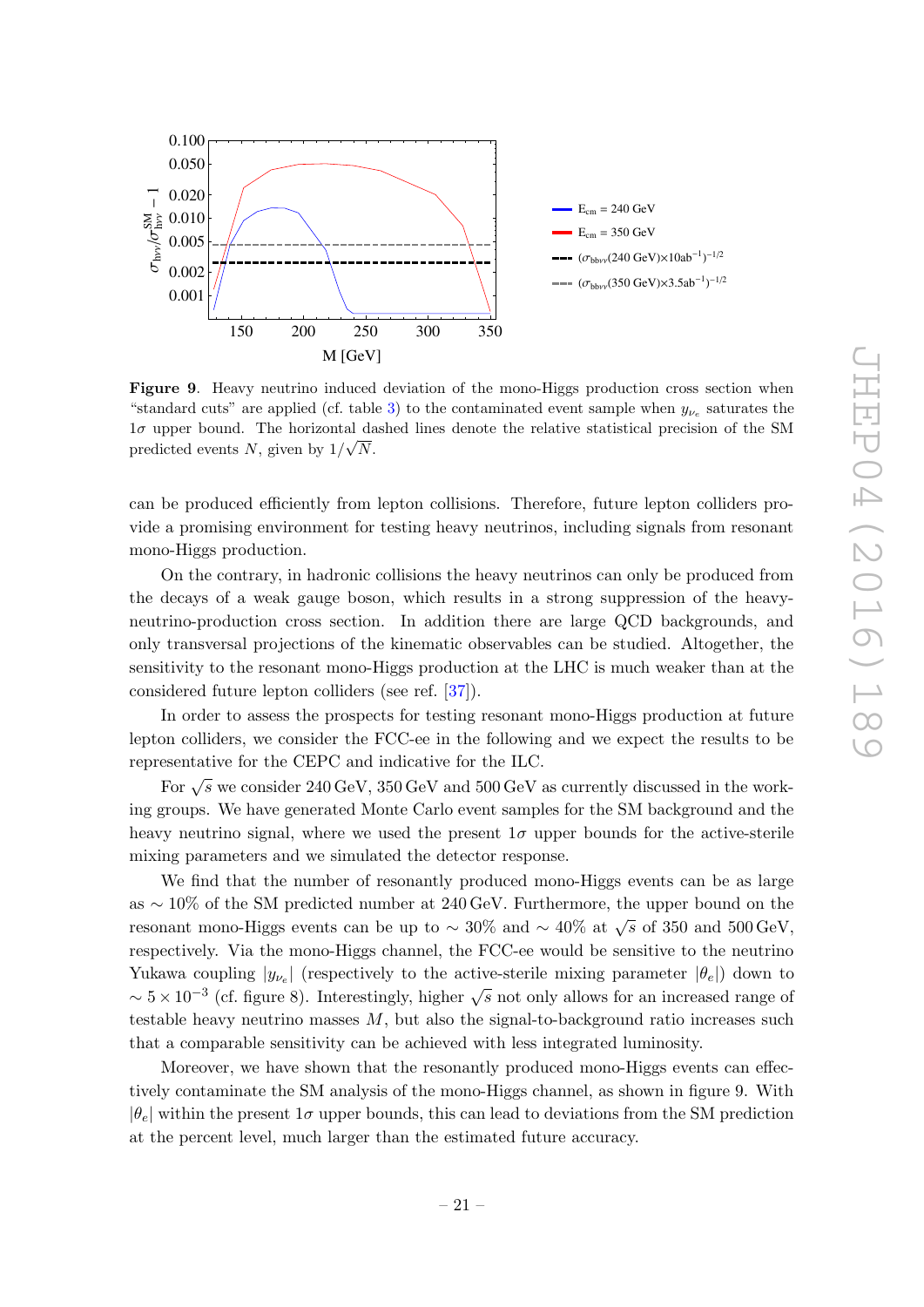**Figure 9**. Heavy neutrino induced deviation of the mono-Higgs production cross section when "standard cuts" are applied (cf. table 3) to the contaminated event sample when $y_{\nu_e}$ saturates the $1\sigma$ upper bound. The horizontal dashed lines denote the relative statistical precision of the SM predicted events $N$, given by $1/\sqrt{N}$.

can be produced efficiently from lepton collisions. Therefore, future lepton colliders provide a promising environment for testing heavy neutrinos, including signals from resonant mono-Higgs production.

On the contrary, in hadronic collisions the heavy neutrinos can only be produced from the decays of a weak gauge boson, which results in a strong suppression of the heavy-neutrino-production cross section. In addition there are large QCD backgrounds, and only transversal projections of the kinematic observables can be studied. Altogether, the sensitivity to the resonant mono-Higgs production at the LHC is much weaker than at the considered future lepton colliders (see ref. [37]).

In order to assess the prospects for testing resonant mono-Higgs production at future lepton colliders, we consider the FCC-ee in the following and we expect the results to be representative for the CEPC and indicative for the ILC.

For $\sqrt{s}$ we consider 240 GeV, 350 GeV and 500 GeV as currently discussed in the working groups. We have generated Monte Carlo event samples for the SM background and the heavy neutrino signal, where we used the present $1\sigma$ upper bounds for the active-sterile mixing parameters and we simulated the detector response.

We find that the number of resonantly produced mono-Higgs events can be as large as $\sim 10\%$ of the SM predicted number at 240 GeV. Furthermore, the upper bound on the resonant mono-Higgs events can be up to $\sim 30\%$ and $\sim 40\%$ at $\sqrt{s}$ of 350 and 500 GeV, respectively. Via the mono-Higgs channel, the FCC-ee would be sensitive to the neutrino Yukawa coupling $|y_{\nu_e}|$ (respectively to the active-sterile mixing parameter $|\theta_e|$) down to $\sim 5 \times 10^{-3}$ (cf. figure 8). Interestingly, higher $\sqrt{s}$ not only allows for an increased range of testable heavy neutrino masses $M$, but also the signal-to-background ratio increases such that a comparable sensitivity can be achieved with less integrated luminosity.

Moreover, we have shown that the resonantly produced mono-Higgs events can effectively contaminate the SM analysis of the mono-Higgs channel, as shown in figure 9. With $|\theta_e|$ within the present $1\sigma$ upper bounds, this can lead to deviations from the SM prediction at the percent level, much larger than the estimated future accuracy.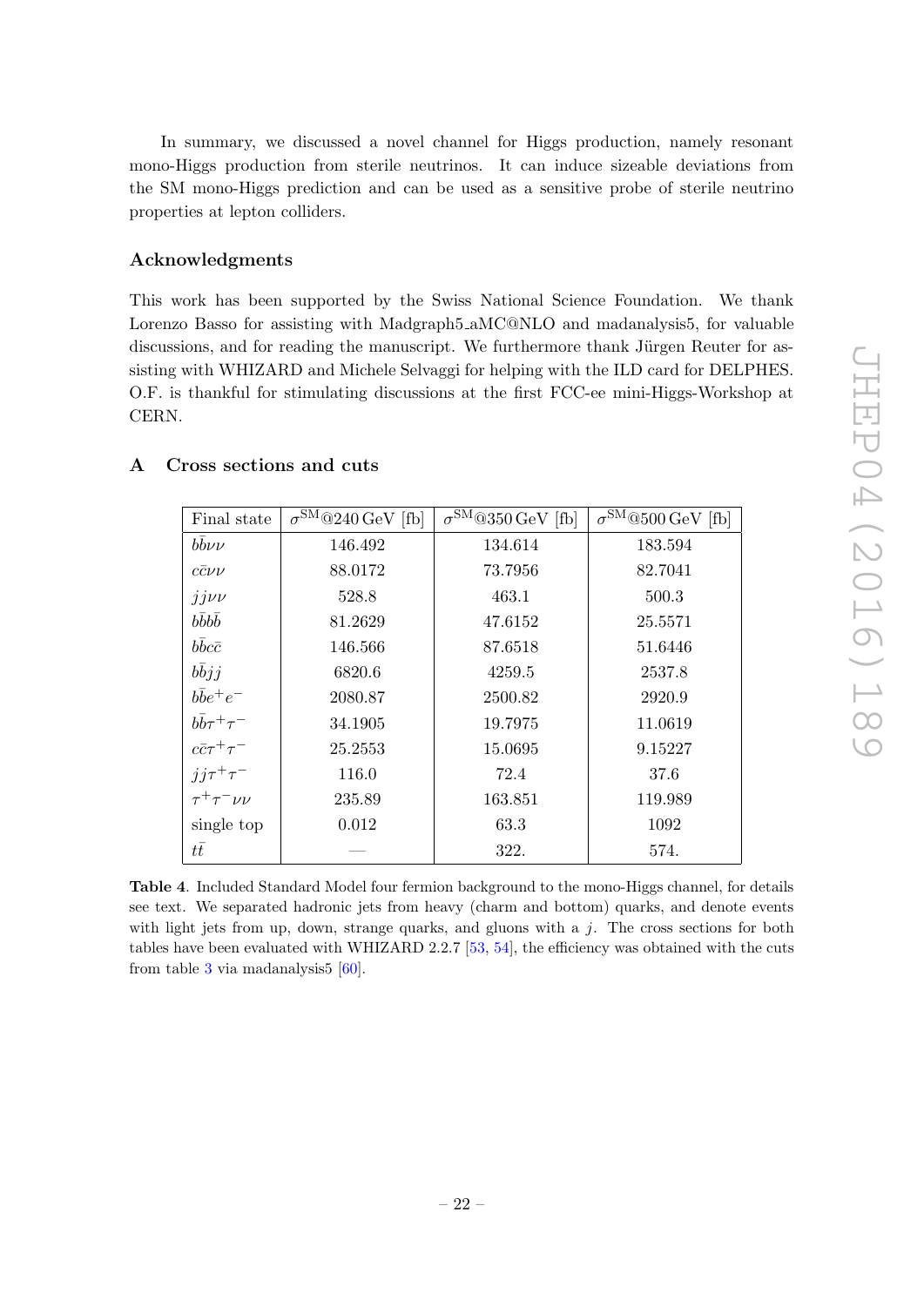In summary, we discussed a novel channel for Higgs production, namely resonant mono-Higgs production from sterile neutrinos. It can induce sizeable deviations from the SM mono-Higgs prediction and can be used as a sensitive probe of sterile neutrino properties at lepton colliders.

## Acknowledgments

This work has been supported by the Swiss National Science Foundation. We thank Lorenzo Basso for assisting with Madgraph5_aMC@NLO and madanalysis5, for valuable discussions, and for reading the manuscript. We furthermore thank Jürgen Reuter for assisting with WHIZARD and Michele Selvaggi for helping with the ILD card for DELPHES. O.F. is thankful for stimulating discussions at the first FCC-ee mini-Higgs-Workshop at CERN.

## A Cross sections and cuts

| Final state | $\sigma^{\text{SM}}$@240 GeV [fb] | $\sigma^{\text{SM}}$@350 GeV [fb] | $\sigma^{\text{SM}}$@500 GeV [fb] |
|---|---|---|---|
| $b\bar{b}\nu\nu$ | 146.492 | 134.614 | 183.594 |
| $c\bar{c}\nu\nu$ | 88.0172 | 73.7956 | 82.7041 |
| $jj\nu\nu$ | 528.8 | 463.1 | 500.3 |
| $b\bar{b}b\bar{b}$ | 81.2629 | 47.6152 | 25.5571 |
| $b\bar{b}c\bar{c}$ | 146.566 | 87.6518 | 51.6446 |
| $b\bar{b}jj$ | 6820.6 | 4259.5 | 2537.8 |
| $b\bar{b}e^+e^-$ | 2080.87 | 2500.82 | 2920.9 |
| $b\bar{b}\tau^+\tau^-$ | 34.1905 | 19.7975 | 11.0619 |
| $c\bar{c}\tau^+\tau^-$ | 25.2553 | 15.0695 | 9.15227 |
| $jj\tau^+\tau^-$ | 116.0 | 72.4 | 37.6 |
| $\tau^+\tau^-\nu\nu$ | 235.89 | 163.851 | 119.989 |
| single top | 0.012 | 63.3 | 1092 |
| $t\bar{t}$ | — | 322. | 574. |

**Table 4**. Included Standard Model four fermion background to the mono-Higgs channel, for details see text. We separated hadronic jets from heavy (charm and bottom) quarks, and denote events with light jets from up, down, strange quarks, and gluons with a $j$. The cross sections for both tables have been evaluated with WHIZARD 2.2.7 [53, 54], the efficiency was obtained with the cuts from table 3 via madanalysis5 [60].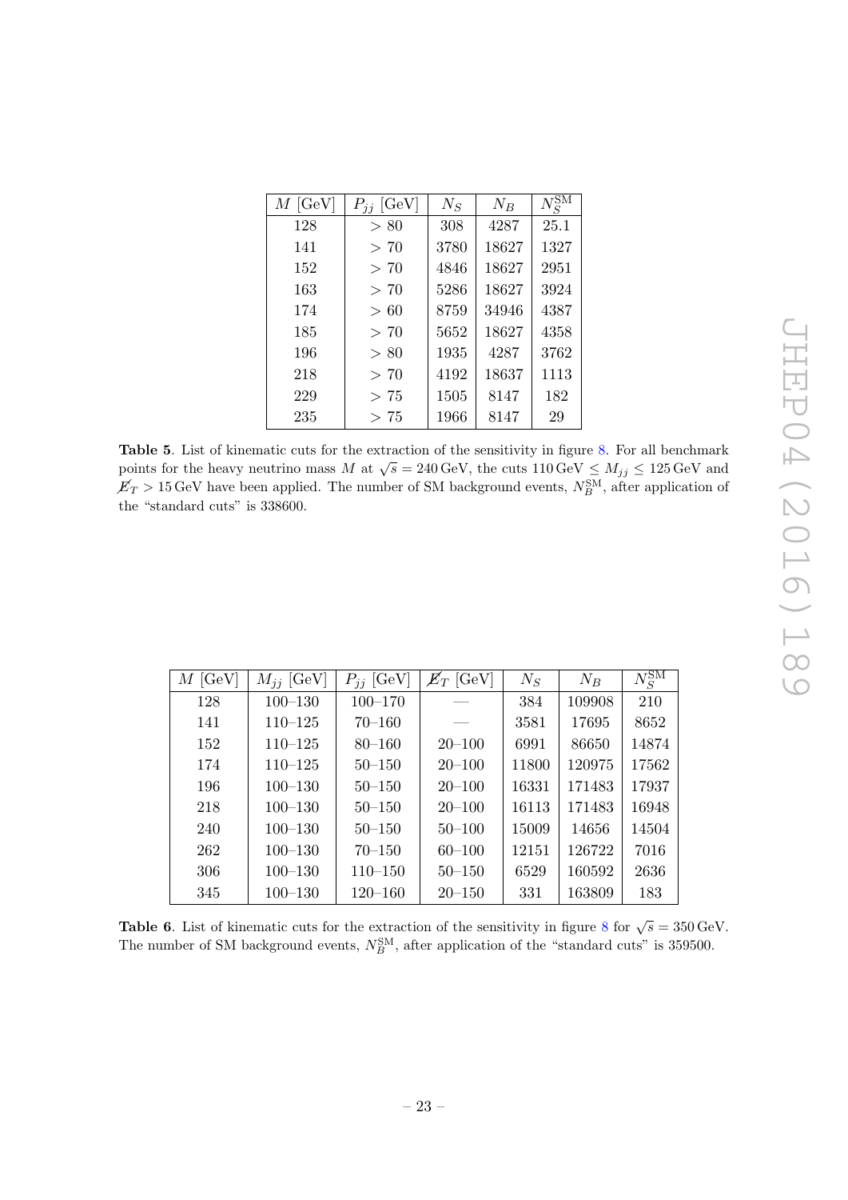| $M$ [GeV] | $P_{jj}$ [GeV] | $N_S$ | $N_B$ | $N_S^{\rm SM}$ |
|---|---|---|---|---|
| 128 | $> 80$ | 308 | 4287 | 25.1 |
| 141 | $> 70$ | 3780 | 18627 | 1327 |
| 152 | $> 70$ | 4846 | 18627 | 2951 |
| 163 | $> 70$ | 5286 | 18627 | 3924 |
| 174 | $> 60$ | 8759 | 34946 | 4387 |
| 185 | $> 70$ | 5652 | 18627 | 4358 |
| 196 | $> 80$ | 1935 | 4287 | 3762 |
| 218 | $> 70$ | 4192 | 18637 | 1113 |
| 229 | $> 75$ | 1505 | 8147 | 182 |
| 235 | $> 75$ | 1966 | 8147 | 29 |

**Table 5**. List of kinematic cuts for the extraction of the sensitivity in figure 8. For all benchmark points for the heavy neutrino mass $M$ at $\sqrt{s} = 240\,\text{GeV}$, the cuts $110\,\text{GeV} \leq M_{jj} \leq 125\,\text{GeV}$ and $\not{E}_T > 15\,\text{GeV}$ have been applied. The number of SM background events, $N_B^{\rm SM}$, after application of the "standard cuts" is 338600.

| $M$ [GeV] | $M_{jj}$ [GeV] | $P_{jj}$ [GeV] | $\not{E}_T$ [GeV] | $N_S$ | $N_B$ | $N_S^{\rm SM}$ |
|---|---|---|---|---|---|---|
| 128 | 100–130 | 100–170 | — | 384 | 109908 | 210 |
| 141 | 110–125 | 70–160 | — | 3581 | 17695 | 8652 |
| 152 | 110–125 | 80–160 | 20–100 | 6991 | 86650 | 14874 |
| 174 | 110–125 | 50–150 | 20–100 | 11800 | 120975 | 17562 |
| 196 | 100–130 | 50–150 | 20–100 | 16331 | 171483 | 17937 |
| 218 | 100–130 | 50–150 | 20–100 | 16113 | 171483 | 16948 |
| 240 | 100–130 | 50–150 | 50–100 | 15009 | 14656 | 14504 |
| 262 | 100–130 | 70–150 | 60–100 | 12151 | 126722 | 7016 |
| 306 | 100–130 | 110–150 | 50–150 | 6529 | 160592 | 2636 |
| 345 | 100–130 | 120–160 | 20–150 | 331 | 163809 | 183 |

**Table 6**. List of kinematic cuts for the extraction of the sensitivity in figure 8 for $\sqrt{s} = 350\,\text{GeV}$. The number of SM background events, $N_B^{\rm SM}$, after application of the "standard cuts" is 359500.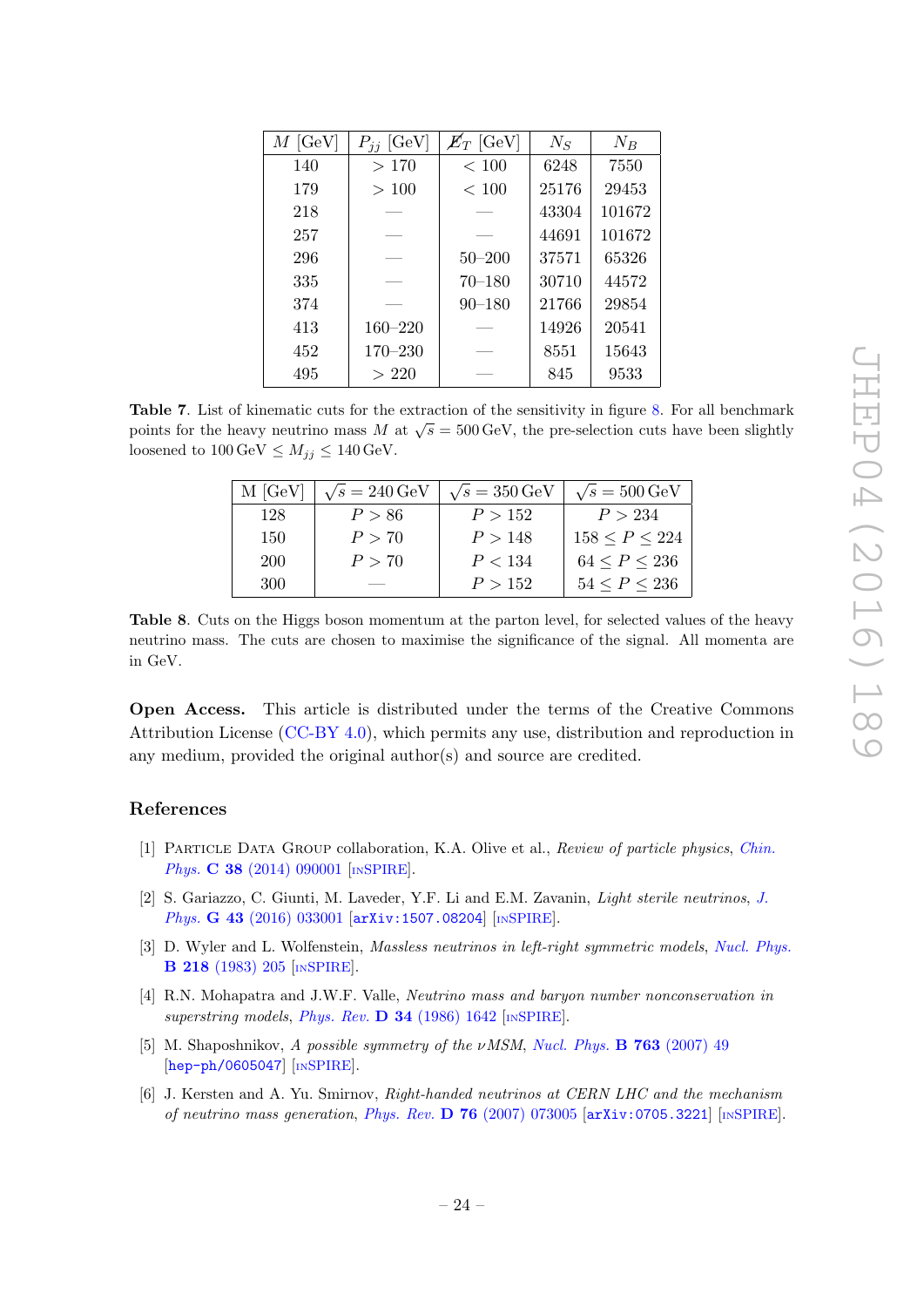| $M$ [GeV] | $P_{jj}$ [GeV] | $\not{E}_T$ [GeV] | $N_S$ | $N_B$ |
|---|---|---|---|---|
| 140 | $> 170$ | $< 100$ | 6248 | 7550 |
| 179 | $> 100$ | $< 100$ | 25176 | 29453 |
| 218 | — | — | 43304 | 101672 |
| 257 | — | — | 44691 | 101672 |
| 296 | — | 50–200 | 37571 | 65326 |
| 335 | — | 70–180 | 30710 | 44572 |
| 374 | — | 90–180 | 21766 | 29854 |
| 413 | 160–220 | — | 14926 | 20541 |
| 452 | 170–230 | — | 8551 | 15643 |
| 495 | $> 220$ | — | 845 | 9533 |

**Table 7**. List of kinematic cuts for the extraction of the sensitivity in figure 8. For all benchmark points for the heavy neutrino mass $M$ at $\sqrt{s} = 500\,\text{GeV}$, the pre-selection cuts have been slightly loosened to $100\,\text{GeV} \leq M_{jj} \leq 140\,\text{GeV}$.

| M [GeV] | $\sqrt{s} = 240\,\text{GeV}$ | $\sqrt{s} = 350\,\text{GeV}$ | $\sqrt{s} = 500\,\text{GeV}$ |
|---|---|---|---|
| 128 | $P > 86$ | $P > 152$ | $P > 234$ |
| 150 | $P > 70$ | $P > 148$ | $158 \leq P \leq 224$ |
| 200 | $P > 70$ | $P < 134$ | $64 \leq P \leq 236$ |
| 300 | — | $P > 152$ | $54 \leq P \leq 236$ |

**Table 8**. Cuts on the Higgs boson momentum at the parton level, for selected values of the heavy neutrino mass. The cuts are chosen to maximise the significance of the signal. All momenta are in GeV.

**Open Access.** This article is distributed under the terms of the Creative Commons Attribution License (CC-BY 4.0), which permits any use, distribution and reproduction in any medium, provided the original author(s) and source are credited.

## References

[1] Particle Data Group collaboration, K.A. Olive et al., *Review of particle physics*, Chin. Phys. **C 38** (2014) 090001 [INSPIRE].

[2] S. Gariazzo, C. Giunti, M. Laveder, Y.F. Li and E.M. Zavanin, *Light sterile neutrinos*, J. Phys. **G 43** (2016) 033001 [arXiv:1507.08204] [INSPIRE].

[3] D. Wyler and L. Wolfenstein, *Massless neutrinos in left-right symmetric models*, Nucl. Phys. **B 218** (1983) 205 [INSPIRE].

[4] R.N. Mohapatra and J.W.F. Valle, *Neutrino mass and baryon number nonconservation in superstring models*, Phys. Rev. **D 34** (1986) 1642 [INSPIRE].

[5] M. Shaposhnikov, *A possible symmetry of the νMSM*, Nucl. Phys. **B 763** (2007) 49 [hep-ph/0605047] [INSPIRE].

[6] J. Kersten and A. Yu. Smirnov, *Right-handed neutrinos at CERN LHC and the mechanism of neutrino mass generation*, Phys. Rev. **D 76** (2007) 073005 [arXiv:0705.3221] [INSPIRE].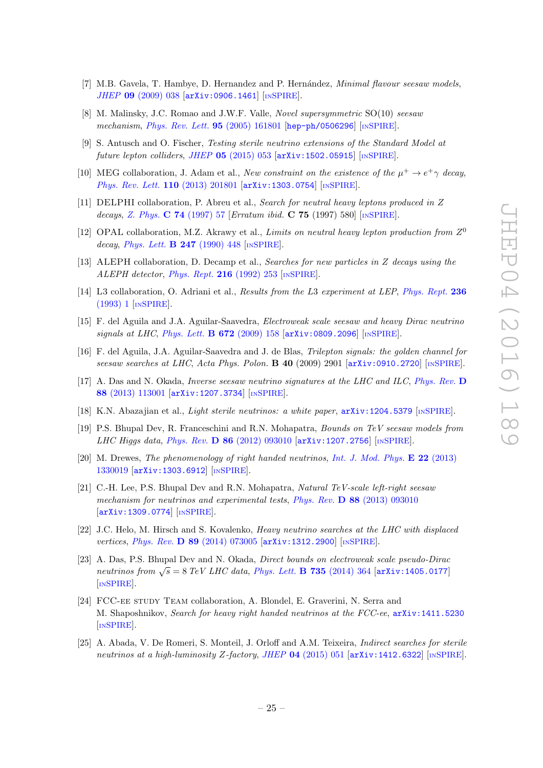- [7] M.B. Gavela, T. Hambye, D. Hernandez and P. Hernández, *Minimal flavour seesaw models*, JHEP **09** (2009) 038 [arXiv:0906.1461] [INSPIRE].
- [8] M. Malinsky, J.C. Romao and J.W.F. Valle, *Novel supersymmetric* SO(10) *seesaw mechanism*, Phys. Rev. Lett. **95** (2005) 161801 [hep-ph/0506296] [INSPIRE].
- [9] S. Antusch and O. Fischer, *Testing sterile neutrino extensions of the Standard Model at future lepton colliders*, JHEP **05** (2015) 053 [arXiv:1502.05915] [INSPIRE].
- [10] MEG collaboration, J. Adam et al., *New constraint on the existence of the $\mu^+ \to e^+\gamma$ decay*, Phys. Rev. Lett. **110** (2013) 201801 [arXiv:1303.0754] [INSPIRE].
- [11] DELPHI collaboration, P. Abreu et al., *Search for neutral heavy leptons produced in Z decays*, Z. Phys. **C 74** (1997) 57 [*Erratum ibid.* **C 75** (1997) 580] [INSPIRE].
- [12] OPAL collaboration, M.Z. Akrawy et al., *Limits on neutral heavy lepton production from $Z^0$ decay*, Phys. Lett. **B 247** (1990) 448 [INSPIRE].
- [13] ALEPH collaboration, D. Decamp et al., *Searches for new particles in Z decays using the ALEPH detector*, Phys. Rept. **216** (1992) 253 [INSPIRE].
- [14] L3 collaboration, O. Adriani et al., *Results from the L3 experiment at LEP*, Phys. Rept. **236** (1993) 1 [INSPIRE].
- [15] F. del Aguila and J.A. Aguilar-Saavedra, *Electroweak scale seesaw and heavy Dirac neutrino signals at LHC*, Phys. Lett. **B 672** (2009) 158 [arXiv:0809.2096] [INSPIRE].
- [16] F. del Aguila, J.A. Aguilar-Saavedra and J. de Blas, *Trilepton signals: the golden channel for seesaw searches at LHC*, Acta Phys. Polon. **B 40** (2009) 2901 [arXiv:0910.2720] [INSPIRE].
- [17] A. Das and N. Okada, *Inverse seesaw neutrino signatures at the LHC and ILC*, Phys. Rev. **D 88** (2013) 113001 [arXiv:1207.3734] [INSPIRE].
- [18] K.N. Abazajian et al., *Light sterile neutrinos: a white paper*, arXiv:1204.5379 [INSPIRE].
- [19] P.S. Bhupal Dev, R. Franceschini and R.N. Mohapatra, *Bounds on TeV seesaw models from LHC Higgs data*, Phys. Rev. **D 86** (2012) 093010 [arXiv:1207.2756] [INSPIRE].
- [20] M. Drewes, *The phenomenology of right handed neutrinos*, Int. J. Mod. Phys. **E 22** (2013) 1330019 [arXiv:1303.6912] [INSPIRE].
- [21] C.-H. Lee, P.S. Bhupal Dev and R.N. Mohapatra, *Natural TeV-scale left-right seesaw mechanism for neutrinos and experimental tests*, Phys. Rev. **D 88** (2013) 093010 [arXiv:1309.0774] [INSPIRE].
- [22] J.C. Helo, M. Hirsch and S. Kovalenko, *Heavy neutrino searches at the LHC with displaced vertices*, Phys. Rev. **D 89** (2014) 073005 [arXiv:1312.2900] [INSPIRE].
- [23] A. Das, P.S. Bhupal Dev and N. Okada, *Direct bounds on electroweak scale pseudo-Dirac neutrinos from $\sqrt{s} = 8$ TeV LHC data*, Phys. Lett. **B 735** (2014) 364 [arXiv:1405.0177] [INSPIRE].
- [24] FCC-ee Study Team collaboration, A. Blondel, E. Graverini, N. Serra and M. Shaposhnikov, *Search for heavy right handed neutrinos at the FCC-ee*, arXiv:1411.5230 [INSPIRE].
- [25] A. Abada, V. De Romeri, S. Monteil, J. Orloff and A.M. Teixeira, *Indirect searches for sterile neutrinos at a high-luminosity Z-factory*, JHEP **04** (2015) 051 [arXiv:1412.6322] [INSPIRE].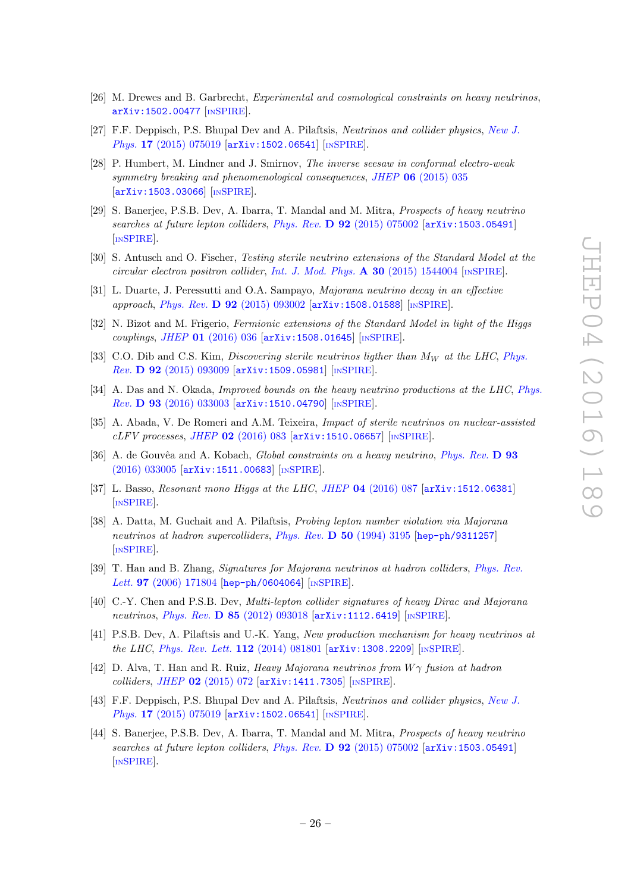[26] M. Drewes and B. Garbrecht, *Experimental and cosmological constraints on heavy neutrinos*, arXiv:1502.00477 [INSPIRE].

[27] F.F. Deppisch, P.S. Bhupal Dev and A. Pilaftsis, *Neutrinos and collider physics*, New J. Phys. **17** (2015) 075019 [arXiv:1502.06541] [INSPIRE].

[28] P. Humbert, M. Lindner and J. Smirnov, *The inverse seesaw in conformal electro-weak symmetry breaking and phenomenological consequences*, JHEP **06** (2015) 035 [arXiv:1503.03066] [INSPIRE].

[29] S. Banerjee, P.S.B. Dev, A. Ibarra, T. Mandal and M. Mitra, *Prospects of heavy neutrino searches at future lepton colliders*, Phys. Rev. **D 92** (2015) 075002 [arXiv:1503.05491] [INSPIRE].

[30] S. Antusch and O. Fischer, *Testing sterile neutrino extensions of the Standard Model at the circular electron positron collider*, Int. J. Mod. Phys. **A 30** (2015) 1544004 [INSPIRE].

[31] L. Duarte, J. Peressutti and O.A. Sampayo, *Majorana neutrino decay in an effective approach*, Phys. Rev. **D 92** (2015) 093002 [arXiv:1508.01588] [INSPIRE].

[32] N. Bizot and M. Frigerio, *Fermionic extensions of the Standard Model in light of the Higgs couplings*, JHEP **01** (2016) 036 [arXiv:1508.01645] [INSPIRE].

[33] C.O. Dib and C.S. Kim, *Discovering sterile neutrinos ligther than $M_W$ at the LHC*, Phys. Rev. **D 92** (2015) 093009 [arXiv:1509.05981] [INSPIRE].

[34] A. Das and N. Okada, *Improved bounds on the heavy neutrino productions at the LHC*, Phys. Rev. **D 93** (2016) 033003 [arXiv:1510.04790] [INSPIRE].

[35] A. Abada, V. De Romeri and A.M. Teixeira, *Impact of sterile neutrinos on nuclear-assisted cLFV processes*, JHEP **02** (2016) 083 [arXiv:1510.06657] [INSPIRE].

[36] A. de Gouvêa and A. Kobach, *Global constraints on a heavy neutrino*, Phys. Rev. **D 93** (2016) 033005 [arXiv:1511.00683] [INSPIRE].

[37] L. Basso, *Resonant mono Higgs at the LHC*, JHEP **04** (2016) 087 [arXiv:1512.06381] [INSPIRE].

[38] A. Datta, M. Guchait and A. Pilaftsis, *Probing lepton number violation via Majorana neutrinos at hadron supercolliders*, Phys. Rev. **D 50** (1994) 3195 [hep-ph/9311257] [INSPIRE].

[39] T. Han and B. Zhang, *Signatures for Majorana neutrinos at hadron colliders*, Phys. Rev. Lett. **97** (2006) 171804 [hep-ph/0604064] [INSPIRE].

[40] C.-Y. Chen and P.S.B. Dev, *Multi-lepton collider signatures of heavy Dirac and Majorana neutrinos*, Phys. Rev. **D 85** (2012) 093018 [arXiv:1112.6419] [INSPIRE].

[41] P.S.B. Dev, A. Pilaftsis and U.-K. Yang, *New production mechanism for heavy neutrinos at the LHC*, Phys. Rev. Lett. **112** (2014) 081801 [arXiv:1308.2209] [INSPIRE].

[42] D. Alva, T. Han and R. Ruiz, *Heavy Majorana neutrinos from $W\gamma$ fusion at hadron colliders*, JHEP **02** (2015) 072 [arXiv:1411.7305] [INSPIRE].

[43] F.F. Deppisch, P.S. Bhupal Dev and A. Pilaftsis, *Neutrinos and collider physics*, New J. Phys. **17** (2015) 075019 [arXiv:1502.06541] [INSPIRE].

[44] S. Banerjee, P.S.B. Dev, A. Ibarra, T. Mandal and M. Mitra, *Prospects of heavy neutrino searches at future lepton colliders*, Phys. Rev. **D 92** (2015) 075002 [arXiv:1503.05491] [INSPIRE].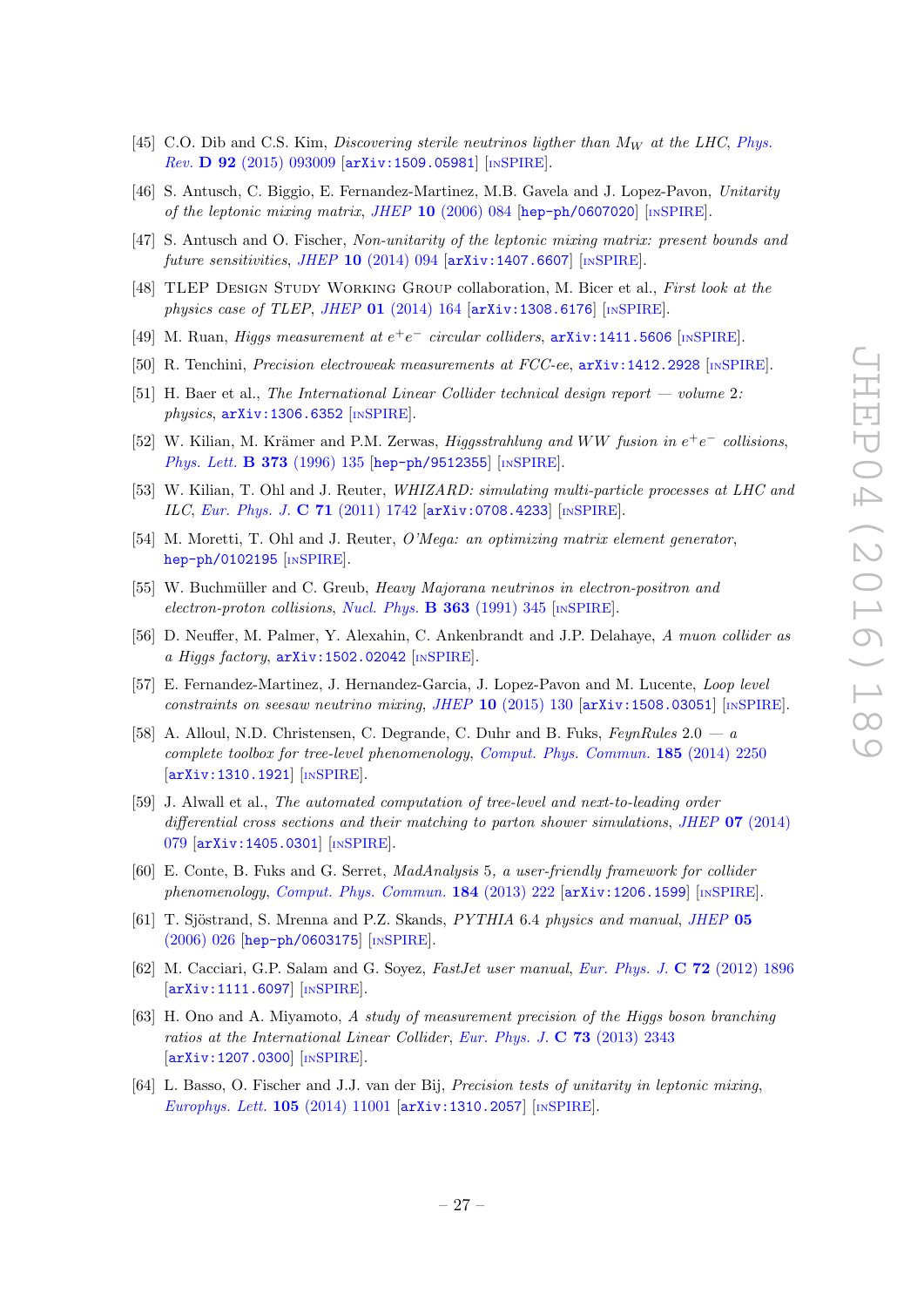[45] C.O. Dib and C.S. Kim, *Discovering sterile neutrinos ligther than $M_W$ at the LHC*, *Phys. Rev.* **D 92** (2015) 093009 [arXiv:1509.05981] [INSPIRE].

[46] S. Antusch, C. Biggio, E. Fernandez-Martinez, M.B. Gavela and J. Lopez-Pavon, *Unitarity of the leptonic mixing matrix*, *JHEP* **10** (2006) 084 [hep-ph/0607020] [INSPIRE].

[47] S. Antusch and O. Fischer, *Non-unitarity of the leptonic mixing matrix: present bounds and future sensitivities*, *JHEP* **10** (2014) 094 [arXiv:1407.6607] [INSPIRE].

[48] TLEP Design Study Working Group collaboration, M. Bicer et al., *First look at the physics case of TLEP*, *JHEP* **01** (2014) 164 [arXiv:1308.6176] [INSPIRE].

[49] M. Ruan, *Higgs measurement at $e^+e^-$ circular colliders*, arXiv:1411.5606 [INSPIRE].

[50] R. Tenchini, *Precision electroweak measurements at FCC-ee*, arXiv:1412.2928 [INSPIRE].

[51] H. Baer et al., *The International Linear Collider technical design report — volume 2: physics*, arXiv:1306.6352 [INSPIRE].

[52] W. Kilian, M. Krämer and P.M. Zerwas, *Higgsstrahlung and WW fusion in $e^+e^-$ collisions*, *Phys. Lett.* **B 373** (1996) 135 [hep-ph/9512355] [INSPIRE].

[53] W. Kilian, T. Ohl and J. Reuter, *WHIZARD: simulating multi-particle processes at LHC and ILC*, *Eur. Phys. J.* **C 71** (2011) 1742 [arXiv:0708.4233] [INSPIRE].

[54] M. Moretti, T. Ohl and J. Reuter, *O'Mega: an optimizing matrix element generator*, hep-ph/0102195 [INSPIRE].

[55] W. Buchmüller and C. Greub, *Heavy Majorana neutrinos in electron-positron and electron-proton collisions*, *Nucl. Phys.* **B 363** (1991) 345 [INSPIRE].

[56] D. Neuffer, M. Palmer, Y. Alexahin, C. Ankenbrandt and J.P. Delahaye, *A muon collider as a Higgs factory*, arXiv:1502.02042 [INSPIRE].

[57] E. Fernandez-Martinez, J. Hernandez-Garcia, J. Lopez-Pavon and M. Lucente, *Loop level constraints on seesaw neutrino mixing*, *JHEP* **10** (2015) 130 [arXiv:1508.03051] [INSPIRE].

[58] A. Alloul, N.D. Christensen, C. Degrande, C. Duhr and B. Fuks, *FeynRules 2.0 — a complete toolbox for tree-level phenomenology*, *Comput. Phys. Commun.* **185** (2014) 2250 [arXiv:1310.1921] [INSPIRE].

[59] J. Alwall et al., *The automated computation of tree-level and next-to-leading order differential cross sections and their matching to parton shower simulations*, *JHEP* **07** (2014) 079 [arXiv:1405.0301] [INSPIRE].

[60] E. Conte, B. Fuks and G. Serret, *MadAnalysis 5, a user-friendly framework for collider phenomenology*, *Comput. Phys. Commun.* **184** (2013) 222 [arXiv:1206.1599] [INSPIRE].

[61] T. Sjöstrand, S. Mrenna and P.Z. Skands, *PYTHIA 6.4 physics and manual*, *JHEP* **05** (2006) 026 [hep-ph/0603175] [INSPIRE].

[62] M. Cacciari, G.P. Salam and G. Soyez, *FastJet user manual*, *Eur. Phys. J.* **C 72** (2012) 1896 [arXiv:1111.6097] [INSPIRE].

[63] H. Ono and A. Miyamoto, *A study of measurement precision of the Higgs boson branching ratios at the International Linear Collider*, *Eur. Phys. J.* **C 73** (2013) 2343 [arXiv:1207.0300] [INSPIRE].

[64] L. Basso, O. Fischer and J.J. van der Bij, *Precision tests of unitarity in leptonic mixing*, *Europhys. Lett.* **105** (2014) 11001 [arXiv:1310.2057] [INSPIRE].